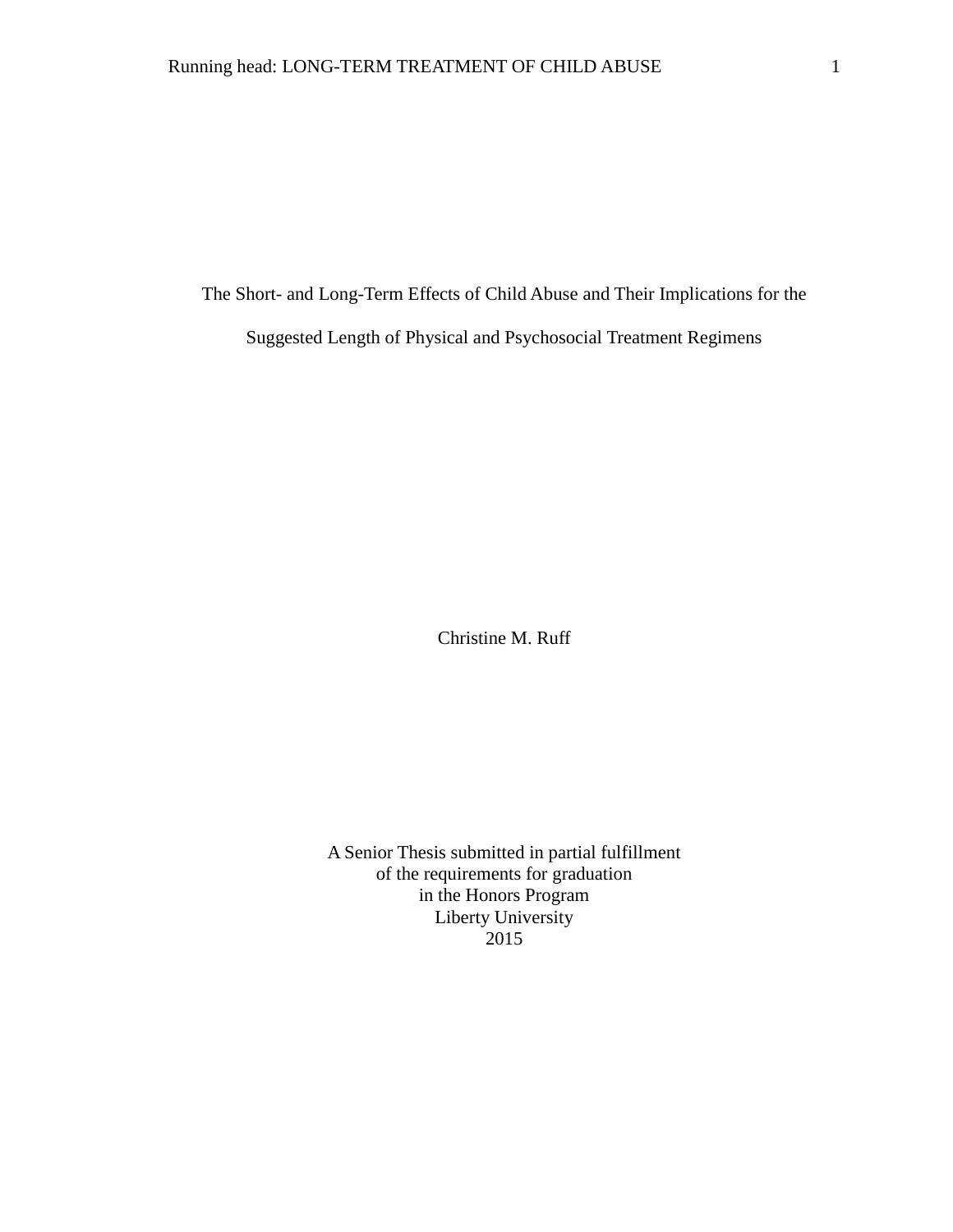# The Short- and Long-Term Effects of Child Abuse and Their Implications for the Suggested Length of Physical and Psychosocial Treatment Regimens

Christine M. Ruff

A Senior Thesis submitted in partial fulfillment
of the requirements for graduation
in the Honors Program
Liberty University
2015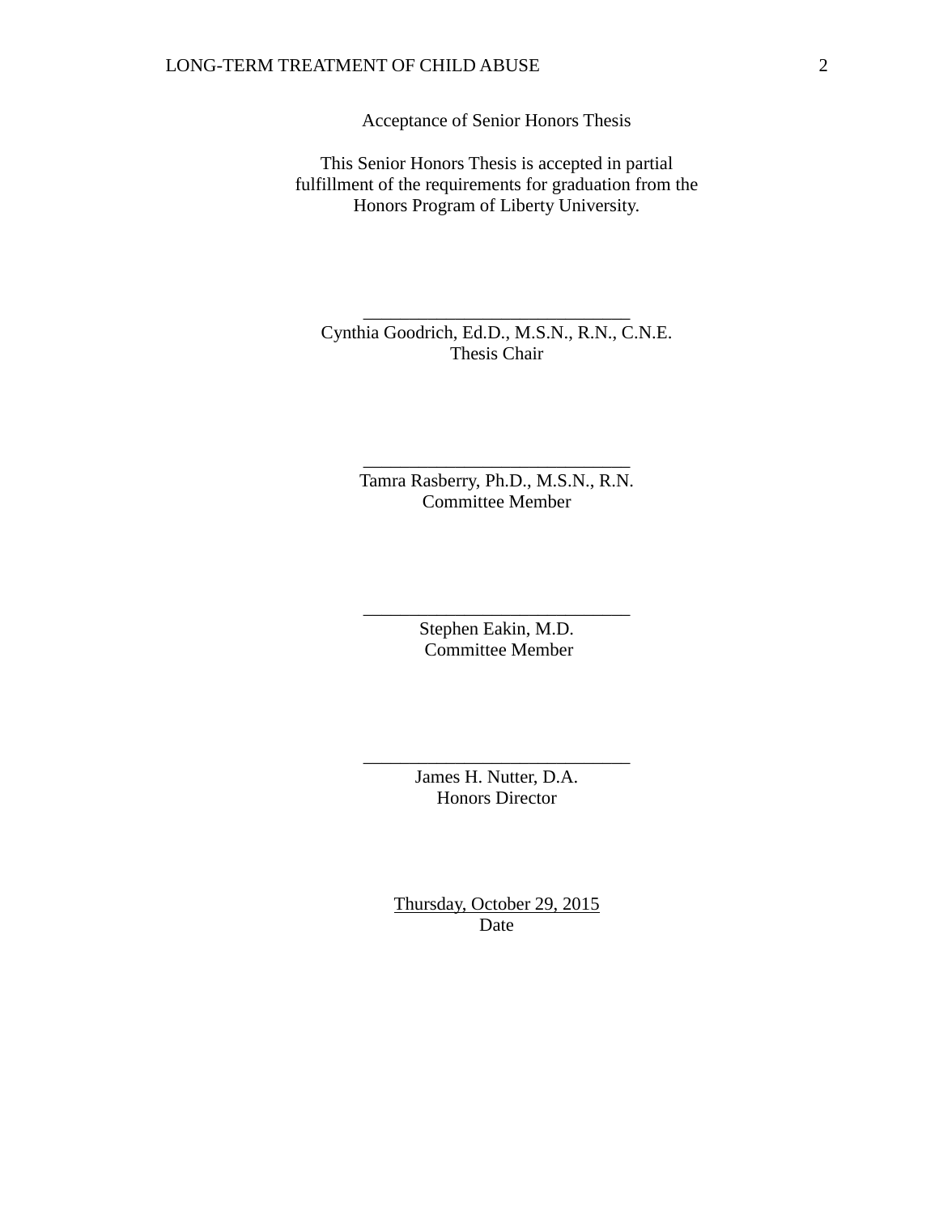Acceptance of Senior Honors Thesis

This Senior Honors Thesis is accepted in partial fulfillment of the requirements for graduation from the Honors Program of Liberty University.

______________________________
Cynthia Goodrich, Ed.D., M.S.N., R.N., C.N.E.
Thesis Chair

______________________________
Tamra Rasberry, Ph.D., M.S.N., R.N.
Committee Member

______________________________
Stephen Eakin, M.D.
Committee Member

______________________________
James H. Nutter, D.A.
Honors Director

Thursday, October 29, 2015
Date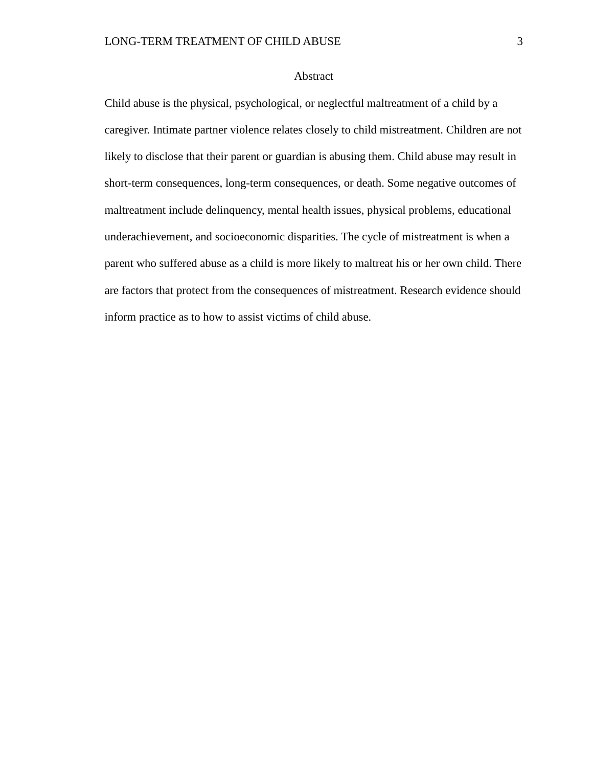# Abstract

Child abuse is the physical, psychological, or neglectful maltreatment of a child by a caregiver. Intimate partner violence relates closely to child mistreatment. Children are not likely to disclose that their parent or guardian is abusing them. Child abuse may result in short-term consequences, long-term consequences, or death. Some negative outcomes of maltreatment include delinquency, mental health issues, physical problems, educational underachievement, and socioeconomic disparities. The cycle of mistreatment is when a parent who suffered abuse as a child is more likely to maltreat his or her own child. There are factors that protect from the consequences of mistreatment. Research evidence should inform practice as to how to assist victims of child abuse.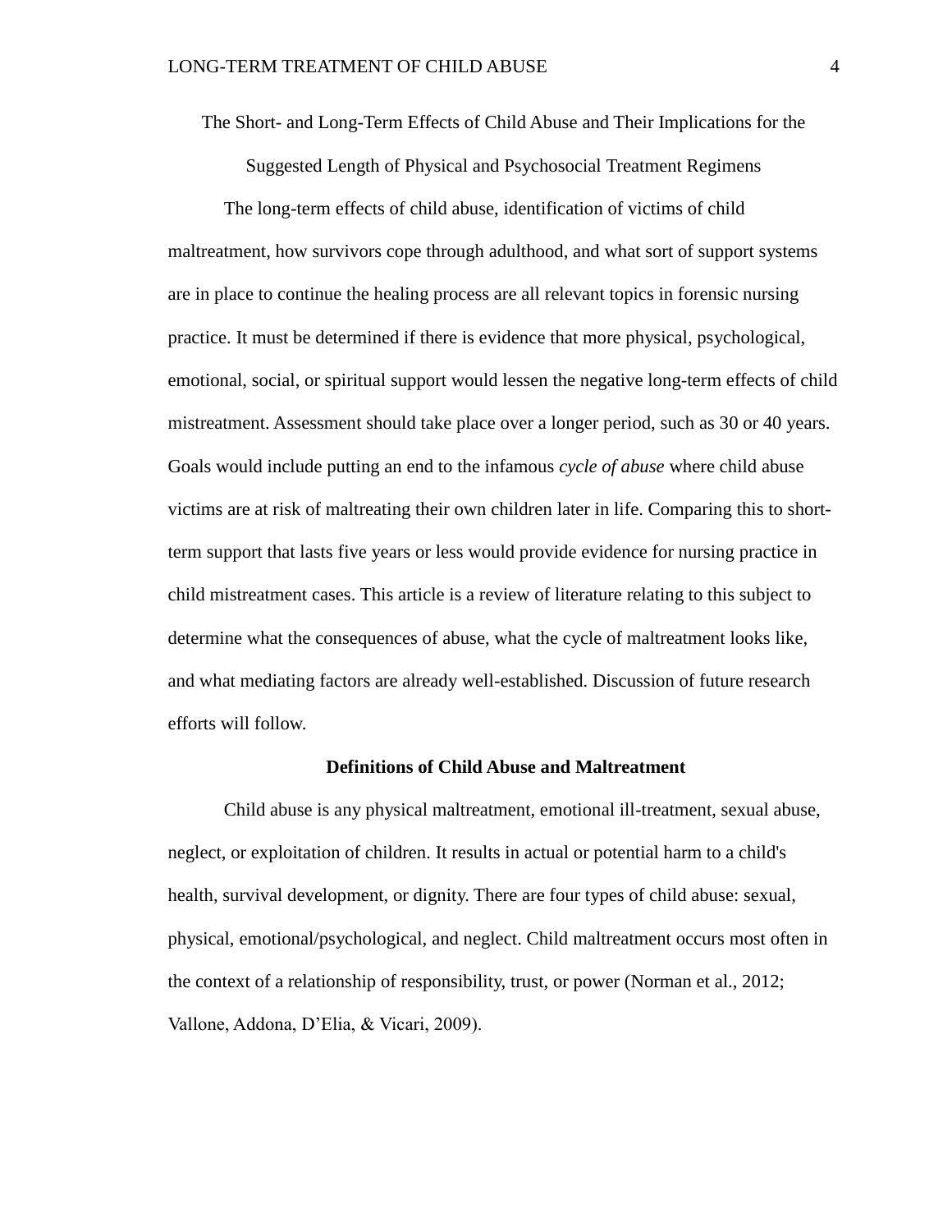# The Short- and Long-Term Effects of Child Abuse and Their Implications for the Suggested Length of Physical and Psychosocial Treatment Regimens

The long-term effects of child abuse, identification of victims of child maltreatment, how survivors cope through adulthood, and what sort of support systems are in place to continue the healing process are all relevant topics in forensic nursing practice. It must be determined if there is evidence that more physical, psychological, emotional, social, or spiritual support would lessen the negative long-term effects of child mistreatment. Assessment should take place over a longer period, such as 30 or 40 years. Goals would include putting an end to the infamous *cycle of abuse* where child abuse victims are at risk of maltreating their own children later in life. Comparing this to short-term support that lasts five years or less would provide evidence for nursing practice in child mistreatment cases. This article is a review of literature relating to this subject to determine what the consequences of abuse, what the cycle of maltreatment looks like, and what mediating factors are already well-established. Discussion of future research efforts will follow.

## Definitions of Child Abuse and Maltreatment

Child abuse is any physical maltreatment, emotional ill-treatment, sexual abuse, neglect, or exploitation of children. It results in actual or potential harm to a child's health, survival development, or dignity. There are four types of child abuse: sexual, physical, emotional/psychological, and neglect. Child maltreatment occurs most often in the context of a relationship of responsibility, trust, or power (Norman et al., 2012; Vallone, Addona, D'Elia, & Vicari, 2009).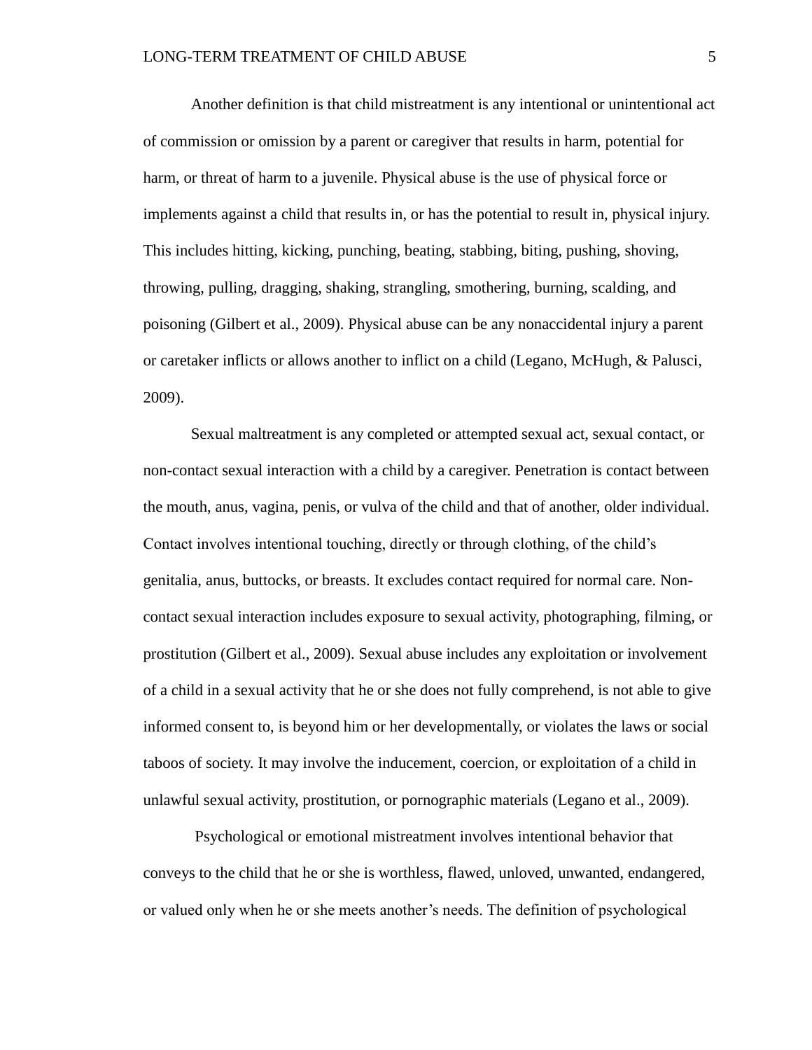Another definition is that child mistreatment is any intentional or unintentional act of commission or omission by a parent or caregiver that results in harm, potential for harm, or threat of harm to a juvenile. Physical abuse is the use of physical force or implements against a child that results in, or has the potential to result in, physical injury. This includes hitting, kicking, punching, beating, stabbing, biting, pushing, shoving, throwing, pulling, dragging, shaking, strangling, smothering, burning, scalding, and poisoning (Gilbert et al., 2009). Physical abuse can be any nonaccidental injury a parent or caretaker inflicts or allows another to inflict on a child (Legano, McHugh, & Palusci, 2009).

Sexual maltreatment is any completed or attempted sexual act, sexual contact, or non-contact sexual interaction with a child by a caregiver. Penetration is contact between the mouth, anus, vagina, penis, or vulva of the child and that of another, older individual. Contact involves intentional touching, directly or through clothing, of the child's genitalia, anus, buttocks, or breasts. It excludes contact required for normal care. Non-contact sexual interaction includes exposure to sexual activity, photographing, filming, or prostitution (Gilbert et al., 2009). Sexual abuse includes any exploitation or involvement of a child in a sexual activity that he or she does not fully comprehend, is not able to give informed consent to, is beyond him or her developmentally, or violates the laws or social taboos of society. It may involve the inducement, coercion, or exploitation of a child in unlawful sexual activity, prostitution, or pornographic materials (Legano et al., 2009).

Psychological or emotional mistreatment involves intentional behavior that conveys to the child that he or she is worthless, flawed, unloved, unwanted, endangered, or valued only when he or she meets another's needs. The definition of psychological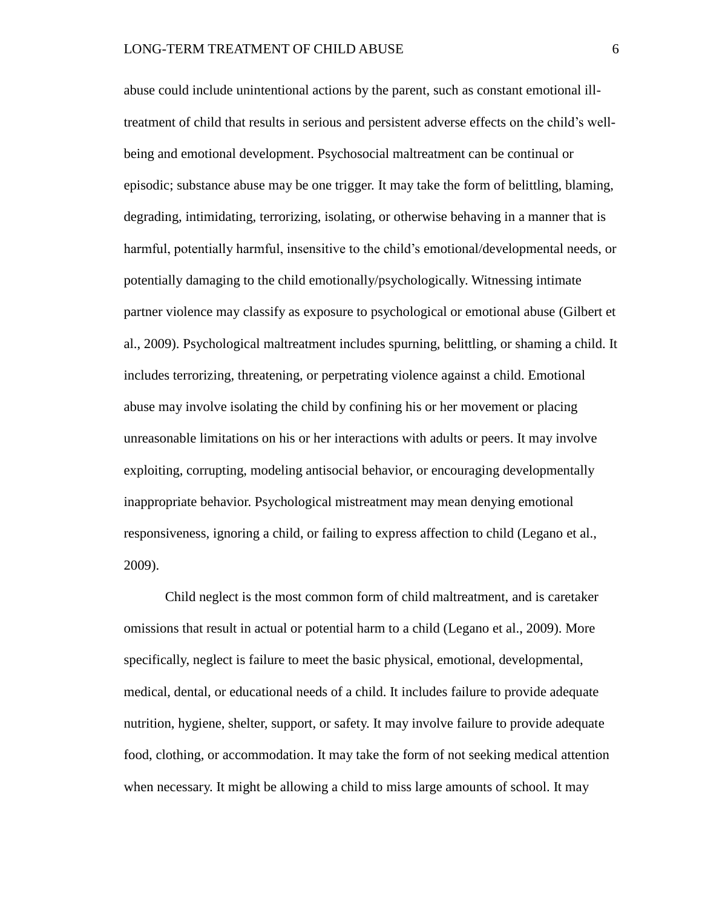abuse could include unintentional actions by the parent, such as constant emotional ill-treatment of child that results in serious and persistent adverse effects on the child's well-being and emotional development. Psychosocial maltreatment can be continual or episodic; substance abuse may be one trigger. It may take the form of belittling, blaming, degrading, intimidating, terrorizing, isolating, or otherwise behaving in a manner that is harmful, potentially harmful, insensitive to the child's emotional/developmental needs, or potentially damaging to the child emotionally/psychologically. Witnessing intimate partner violence may classify as exposure to psychological or emotional abuse (Gilbert et al., 2009). Psychological maltreatment includes spurning, belittling, or shaming a child. It includes terrorizing, threatening, or perpetrating violence against a child. Emotional abuse may involve isolating the child by confining his or her movement or placing unreasonable limitations on his or her interactions with adults or peers. It may involve exploiting, corrupting, modeling antisocial behavior, or encouraging developmentally inappropriate behavior. Psychological mistreatment may mean denying emotional responsiveness, ignoring a child, or failing to express affection to child (Legano et al., 2009).

Child neglect is the most common form of child maltreatment, and is caretaker omissions that result in actual or potential harm to a child (Legano et al., 2009). More specifically, neglect is failure to meet the basic physical, emotional, developmental, medical, dental, or educational needs of a child. It includes failure to provide adequate nutrition, hygiene, shelter, support, or safety. It may involve failure to provide adequate food, clothing, or accommodation. It may take the form of not seeking medical attention when necessary. It might be allowing a child to miss large amounts of school. It may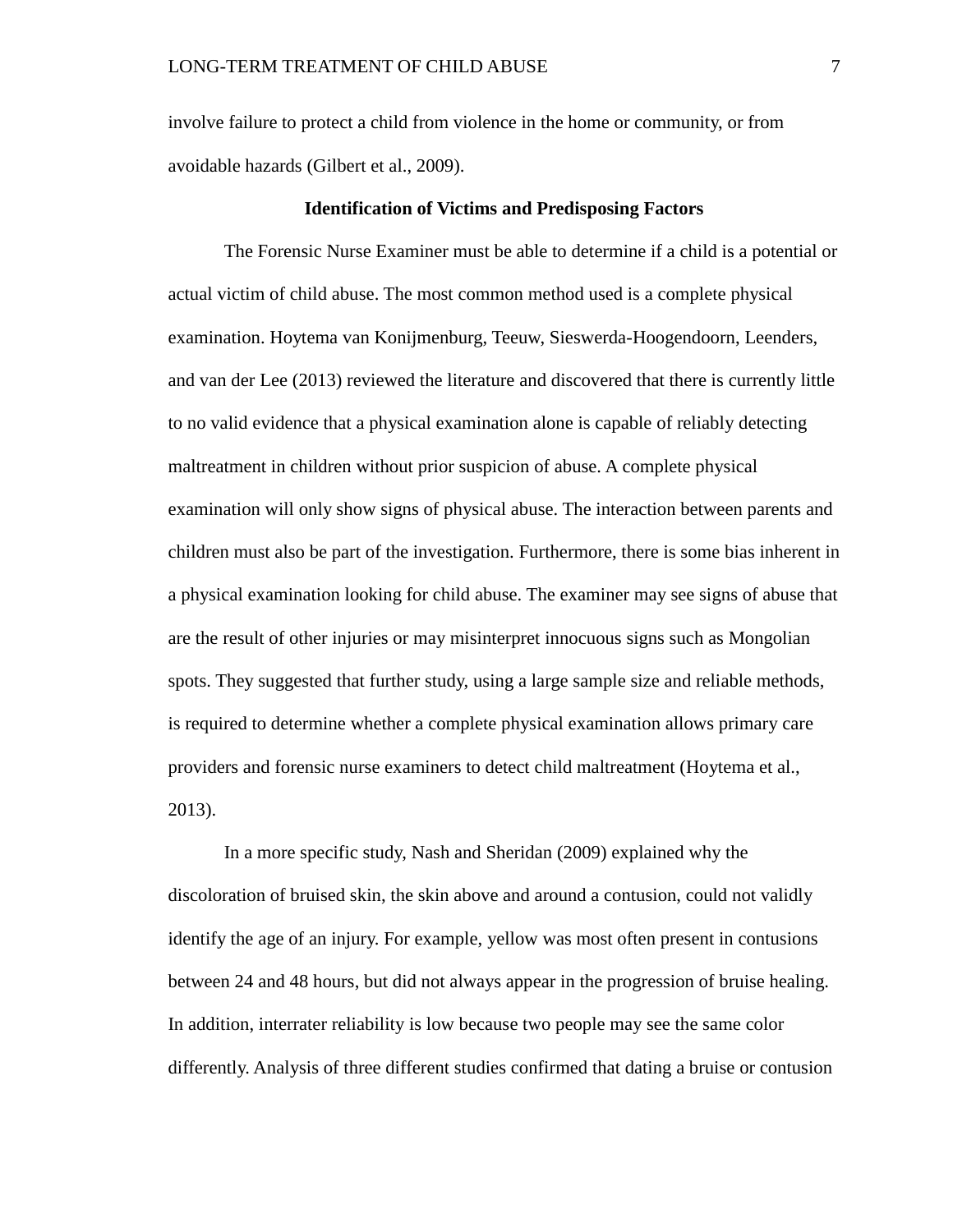involve failure to protect a child from violence in the home or community, or from avoidable hazards (Gilbert et al., 2009).

**Identification of Victims and Predisposing Factors**

The Forensic Nurse Examiner must be able to determine if a child is a potential or actual victim of child abuse. The most common method used is a complete physical examination. Hoytema van Konijmenburg, Teeuw, Sieswerda-Hoogendoorn, Leenders, and van der Lee (2013) reviewed the literature and discovered that there is currently little to no valid evidence that a physical examination alone is capable of reliably detecting maltreatment in children without prior suspicion of abuse. A complete physical examination will only show signs of physical abuse. The interaction between parents and children must also be part of the investigation. Furthermore, there is some bias inherent in a physical examination looking for child abuse. The examiner may see signs of abuse that are the result of other injuries or may misinterpret innocuous signs such as Mongolian spots. They suggested that further study, using a large sample size and reliable methods, is required to determine whether a complete physical examination allows primary care providers and forensic nurse examiners to detect child maltreatment (Hoytema et al., 2013).

In a more specific study, Nash and Sheridan (2009) explained why the discoloration of bruised skin, the skin above and around a contusion, could not validly identify the age of an injury. For example, yellow was most often present in contusions between 24 and 48 hours, but did not always appear in the progression of bruise healing. In addition, interrater reliability is low because two people may see the same color differently. Analysis of three different studies confirmed that dating a bruise or contusion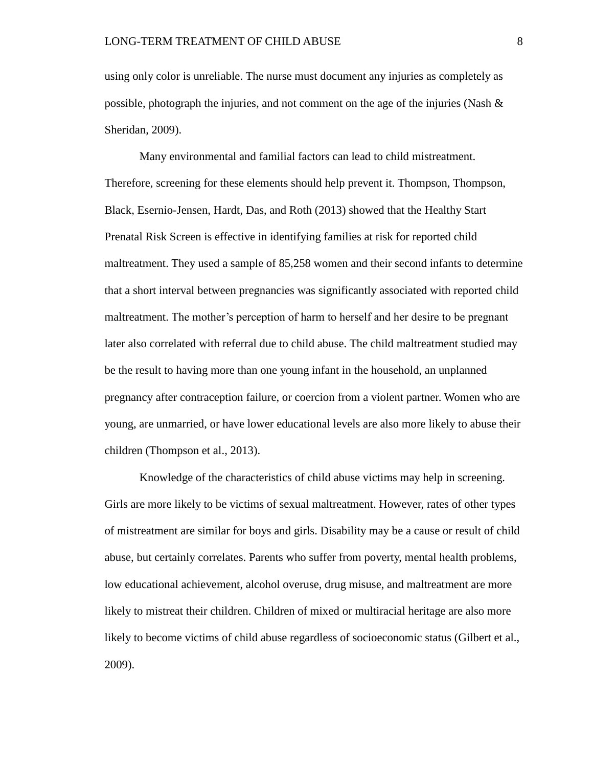using only color is unreliable. The nurse must document any injuries as completely as possible, photograph the injuries, and not comment on the age of the injuries (Nash & Sheridan, 2009).

Many environmental and familial factors can lead to child mistreatment. Therefore, screening for these elements should help prevent it. Thompson, Thompson, Black, Esernio-Jensen, Hardt, Das, and Roth (2013) showed that the Healthy Start Prenatal Risk Screen is effective in identifying families at risk for reported child maltreatment. They used a sample of 85,258 women and their second infants to determine that a short interval between pregnancies was significantly associated with reported child maltreatment. The mother's perception of harm to herself and her desire to be pregnant later also correlated with referral due to child abuse. The child maltreatment studied may be the result to having more than one young infant in the household, an unplanned pregnancy after contraception failure, or coercion from a violent partner. Women who are young, are unmarried, or have lower educational levels are also more likely to abuse their children (Thompson et al., 2013).

Knowledge of the characteristics of child abuse victims may help in screening. Girls are more likely to be victims of sexual maltreatment. However, rates of other types of mistreatment are similar for boys and girls. Disability may be a cause or result of child abuse, but certainly correlates. Parents who suffer from poverty, mental health problems, low educational achievement, alcohol overuse, drug misuse, and maltreatment are more likely to mistreat their children. Children of mixed or multiracial heritage are also more likely to become victims of child abuse regardless of socioeconomic status (Gilbert et al., 2009).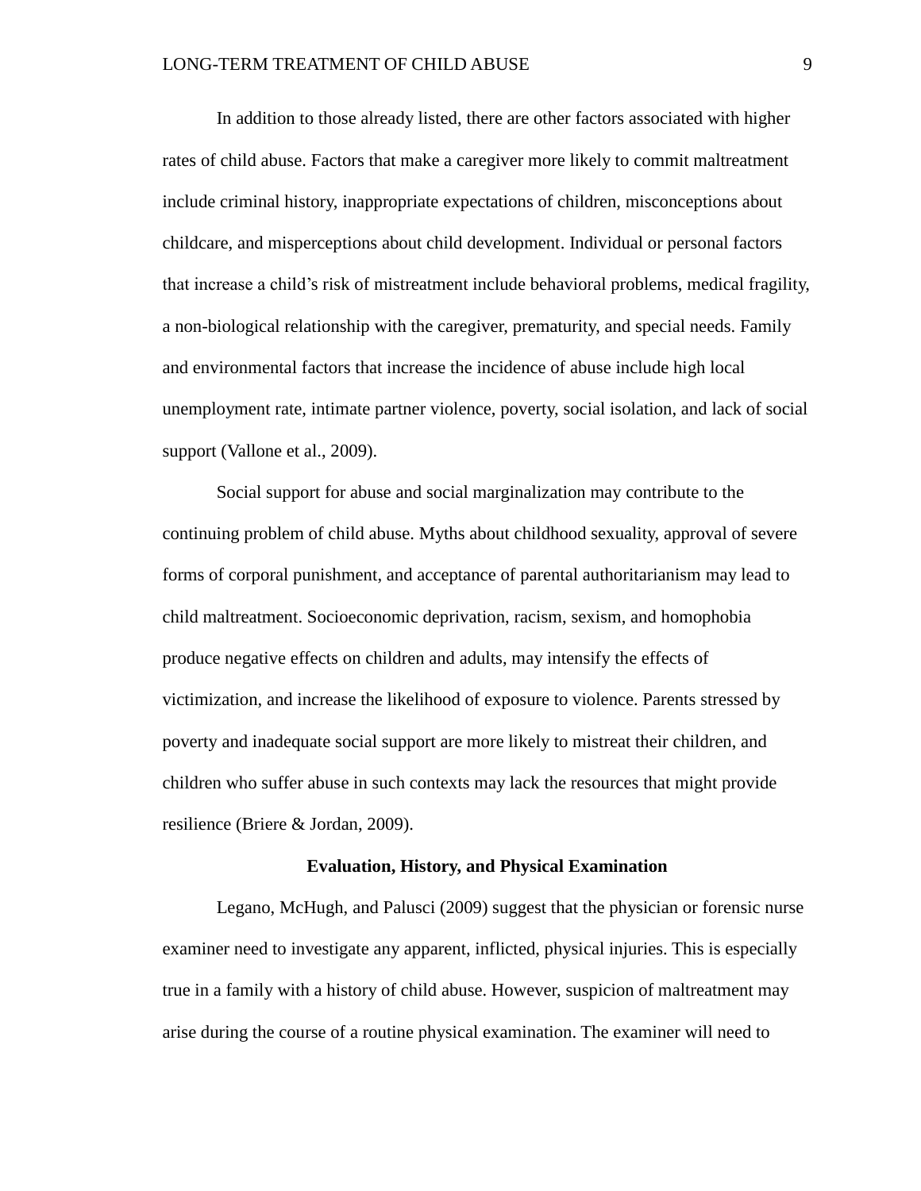In addition to those already listed, there are other factors associated with higher rates of child abuse. Factors that make a caregiver more likely to commit maltreatment include criminal history, inappropriate expectations of children, misconceptions about childcare, and misperceptions about child development. Individual or personal factors that increase a child's risk of mistreatment include behavioral problems, medical fragility, a non-biological relationship with the caregiver, prematurity, and special needs. Family and environmental factors that increase the incidence of abuse include high local unemployment rate, intimate partner violence, poverty, social isolation, and lack of social support (Vallone et al., 2009).

Social support for abuse and social marginalization may contribute to the continuing problem of child abuse. Myths about childhood sexuality, approval of severe forms of corporal punishment, and acceptance of parental authoritarianism may lead to child maltreatment. Socioeconomic deprivation, racism, sexism, and homophobia produce negative effects on children and adults, may intensify the effects of victimization, and increase the likelihood of exposure to violence. Parents stressed by poverty and inadequate social support are more likely to mistreat their children, and children who suffer abuse in such contexts may lack the resources that might provide resilience (Briere & Jordan, 2009).

## Evaluation, History, and Physical Examination

Legano, McHugh, and Palusci (2009) suggest that the physician or forensic nurse examiner need to investigate any apparent, inflicted, physical injuries. This is especially true in a family with a history of child abuse. However, suspicion of maltreatment may arise during the course of a routine physical examination. The examiner will need to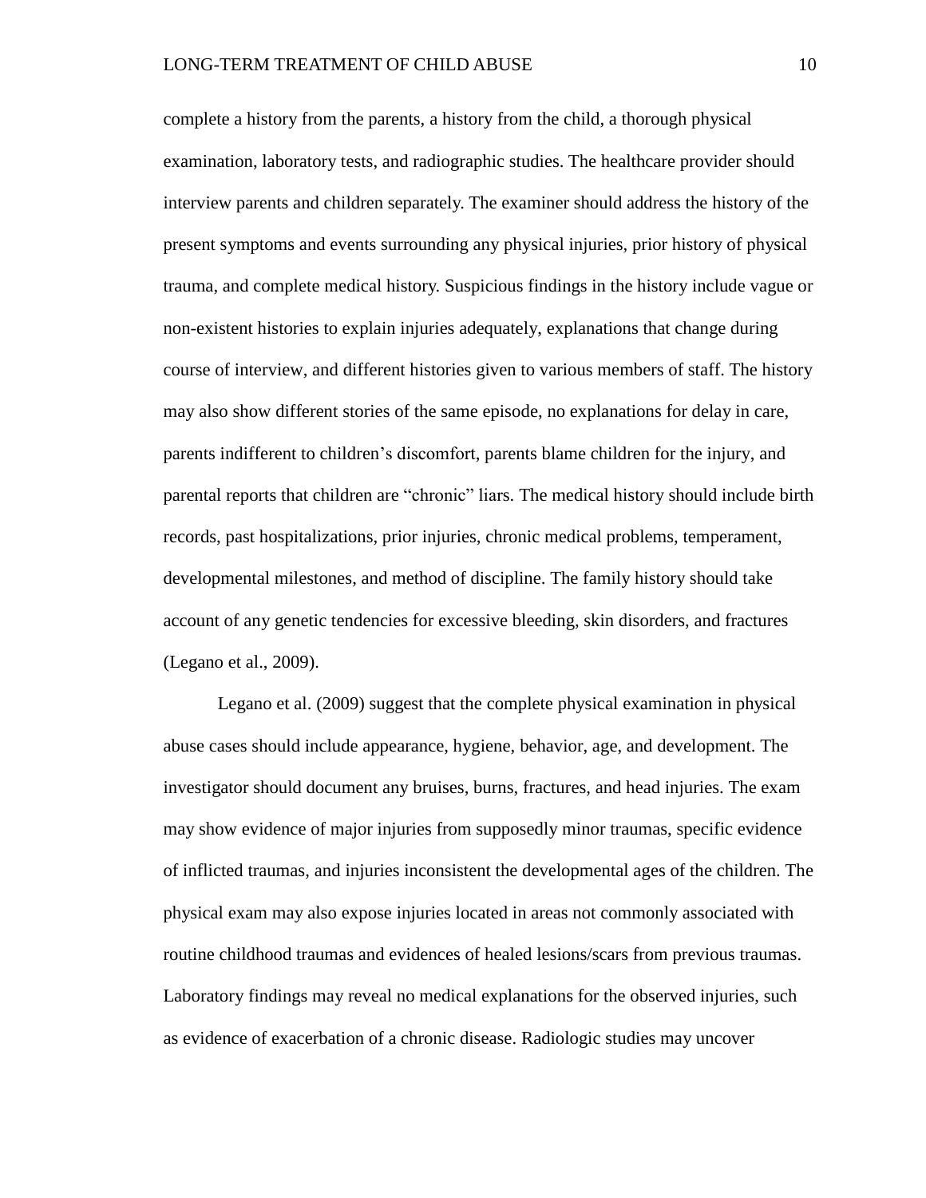complete a history from the parents, a history from the child, a thorough physical examination, laboratory tests, and radiographic studies. The healthcare provider should interview parents and children separately. The examiner should address the history of the present symptoms and events surrounding any physical injuries, prior history of physical trauma, and complete medical history. Suspicious findings in the history include vague or non-existent histories to explain injuries adequately, explanations that change during course of interview, and different histories given to various members of staff. The history may also show different stories of the same episode, no explanations for delay in care, parents indifferent to children's discomfort, parents blame children for the injury, and parental reports that children are "chronic" liars. The medical history should include birth records, past hospitalizations, prior injuries, chronic medical problems, temperament, developmental milestones, and method of discipline. The family history should take account of any genetic tendencies for excessive bleeding, skin disorders, and fractures (Legano et al., 2009).

Legano et al. (2009) suggest that the complete physical examination in physical abuse cases should include appearance, hygiene, behavior, age, and development. The investigator should document any bruises, burns, fractures, and head injuries. The exam may show evidence of major injuries from supposedly minor traumas, specific evidence of inflicted traumas, and injuries inconsistent the developmental ages of the children. The physical exam may also expose injuries located in areas not commonly associated with routine childhood traumas and evidences of healed lesions/scars from previous traumas. Laboratory findings may reveal no medical explanations for the observed injuries, such as evidence of exacerbation of a chronic disease. Radiologic studies may uncover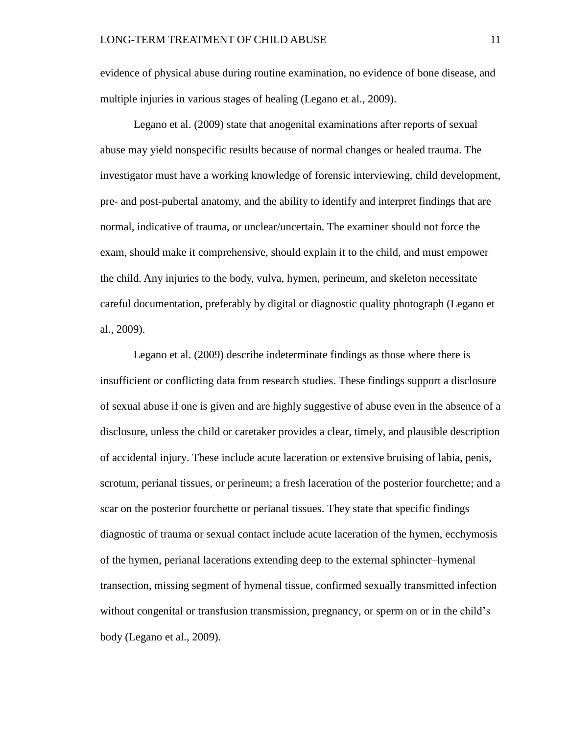evidence of physical abuse during routine examination, no evidence of bone disease, and multiple injuries in various stages of healing (Legano et al., 2009).

Legano et al. (2009) state that anogenital examinations after reports of sexual abuse may yield nonspecific results because of normal changes or healed trauma. The investigator must have a working knowledge of forensic interviewing, child development, pre- and post-pubertal anatomy, and the ability to identify and interpret findings that are normal, indicative of trauma, or unclear/uncertain. The examiner should not force the exam, should make it comprehensive, should explain it to the child, and must empower the child. Any injuries to the body, vulva, hymen, perineum, and skeleton necessitate careful documentation, preferably by digital or diagnostic quality photograph (Legano et al., 2009).

Legano et al. (2009) describe indeterminate findings as those where there is insufficient or conflicting data from research studies. These findings support a disclosure of sexual abuse if one is given and are highly suggestive of abuse even in the absence of a disclosure, unless the child or caretaker provides a clear, timely, and plausible description of accidental injury. These include acute laceration or extensive bruising of labia, penis, scrotum, perianal tissues, or perineum; a fresh laceration of the posterior fourchette; and a scar on the posterior fourchette or perianal tissues. They state that specific findings diagnostic of trauma or sexual contact include acute laceration of the hymen, ecchymosis of the hymen, perianal lacerations extending deep to the external sphincter–hymenal transection, missing segment of hymenal tissue, confirmed sexually transmitted infection without congenital or transfusion transmission, pregnancy, or sperm on or in the child's body (Legano et al., 2009).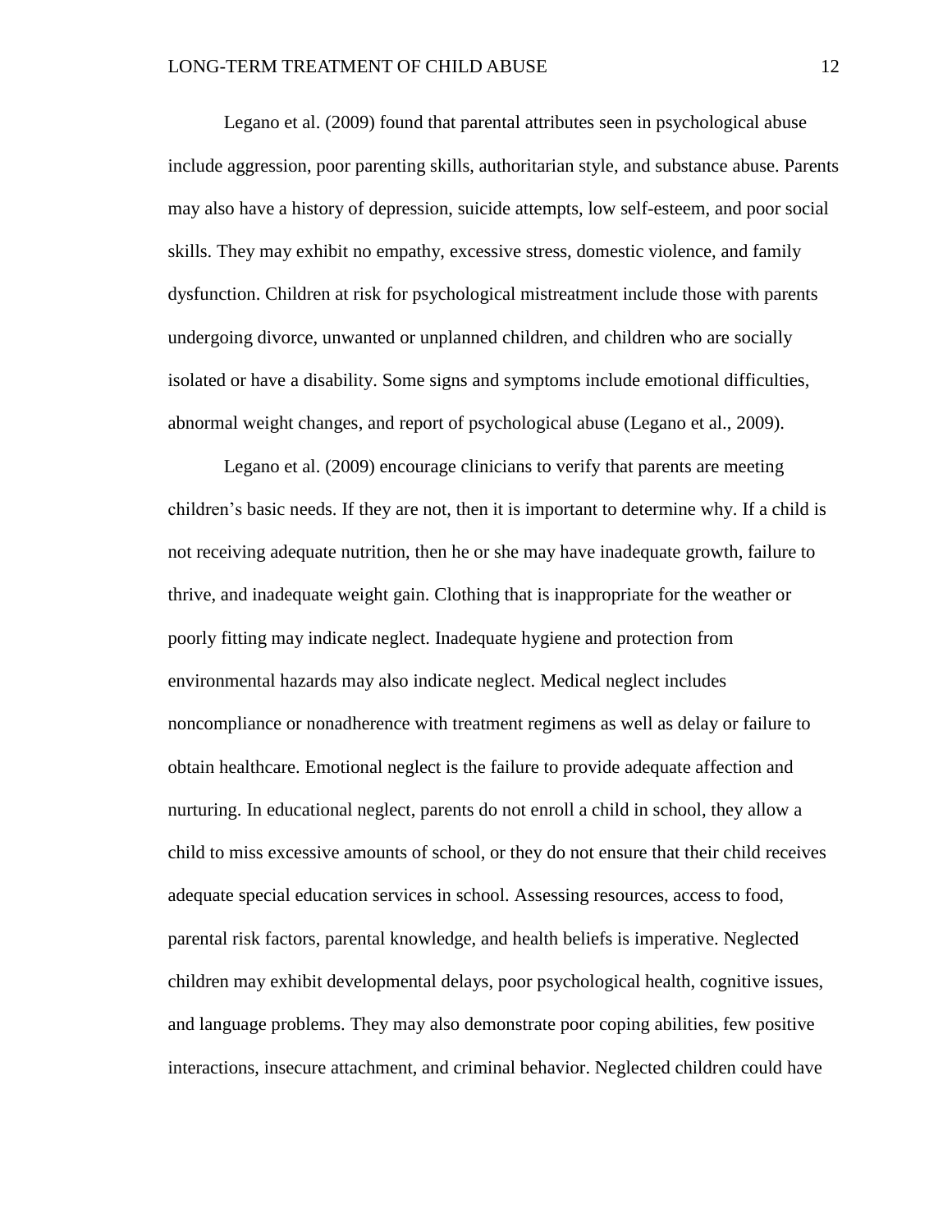Legano et al. (2009) found that parental attributes seen in psychological abuse include aggression, poor parenting skills, authoritarian style, and substance abuse. Parents may also have a history of depression, suicide attempts, low self-esteem, and poor social skills. They may exhibit no empathy, excessive stress, domestic violence, and family dysfunction. Children at risk for psychological mistreatment include those with parents undergoing divorce, unwanted or unplanned children, and children who are socially isolated or have a disability. Some signs and symptoms include emotional difficulties, abnormal weight changes, and report of psychological abuse (Legano et al., 2009).

Legano et al. (2009) encourage clinicians to verify that parents are meeting children's basic needs. If they are not, then it is important to determine why. If a child is not receiving adequate nutrition, then he or she may have inadequate growth, failure to thrive, and inadequate weight gain. Clothing that is inappropriate for the weather or poorly fitting may indicate neglect. Inadequate hygiene and protection from environmental hazards may also indicate neglect. Medical neglect includes noncompliance or nonadherence with treatment regimens as well as delay or failure to obtain healthcare. Emotional neglect is the failure to provide adequate affection and nurturing. In educational neglect, parents do not enroll a child in school, they allow a child to miss excessive amounts of school, or they do not ensure that their child receives adequate special education services in school. Assessing resources, access to food, parental risk factors, parental knowledge, and health beliefs is imperative. Neglected children may exhibit developmental delays, poor psychological health, cognitive issues, and language problems. They may also demonstrate poor coping abilities, few positive interactions, insecure attachment, and criminal behavior. Neglected children could have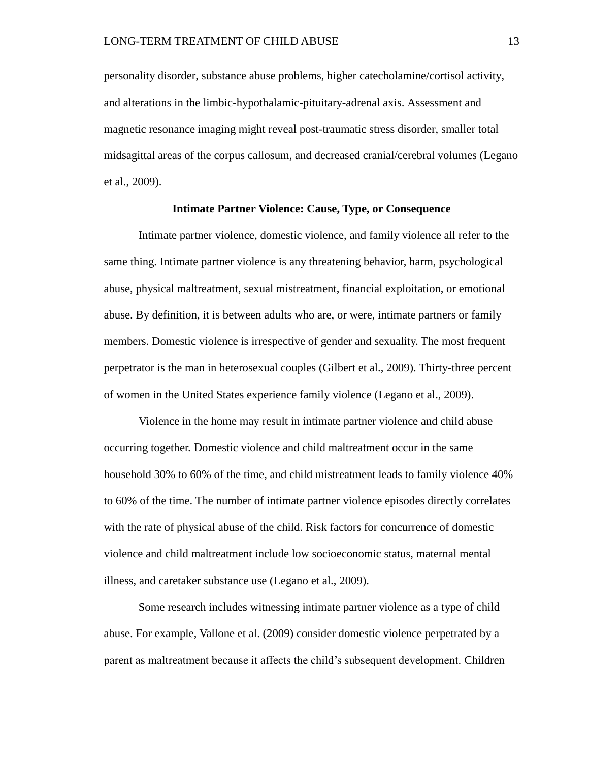personality disorder, substance abuse problems, higher catecholamine/cortisol activity, and alterations in the limbic-hypothalamic-pituitary-adrenal axis. Assessment and magnetic resonance imaging might reveal post-traumatic stress disorder, smaller total midsagittal areas of the corpus callosum, and decreased cranial/cerebral volumes (Legano et al., 2009).

## Intimate Partner Violence: Cause, Type, or Consequence

Intimate partner violence, domestic violence, and family violence all refer to the same thing. Intimate partner violence is any threatening behavior, harm, psychological abuse, physical maltreatment, sexual mistreatment, financial exploitation, or emotional abuse. By definition, it is between adults who are, or were, intimate partners or family members. Domestic violence is irrespective of gender and sexuality. The most frequent perpetrator is the man in heterosexual couples (Gilbert et al., 2009). Thirty-three percent of women in the United States experience family violence (Legano et al., 2009).

Violence in the home may result in intimate partner violence and child abuse occurring together. Domestic violence and child maltreatment occur in the same household 30% to 60% of the time, and child mistreatment leads to family violence 40% to 60% of the time. The number of intimate partner violence episodes directly correlates with the rate of physical abuse of the child. Risk factors for concurrence of domestic violence and child maltreatment include low socioeconomic status, maternal mental illness, and caretaker substance use (Legano et al., 2009).

Some research includes witnessing intimate partner violence as a type of child abuse. For example, Vallone et al. (2009) consider domestic violence perpetrated by a parent as maltreatment because it affects the child's subsequent development. Children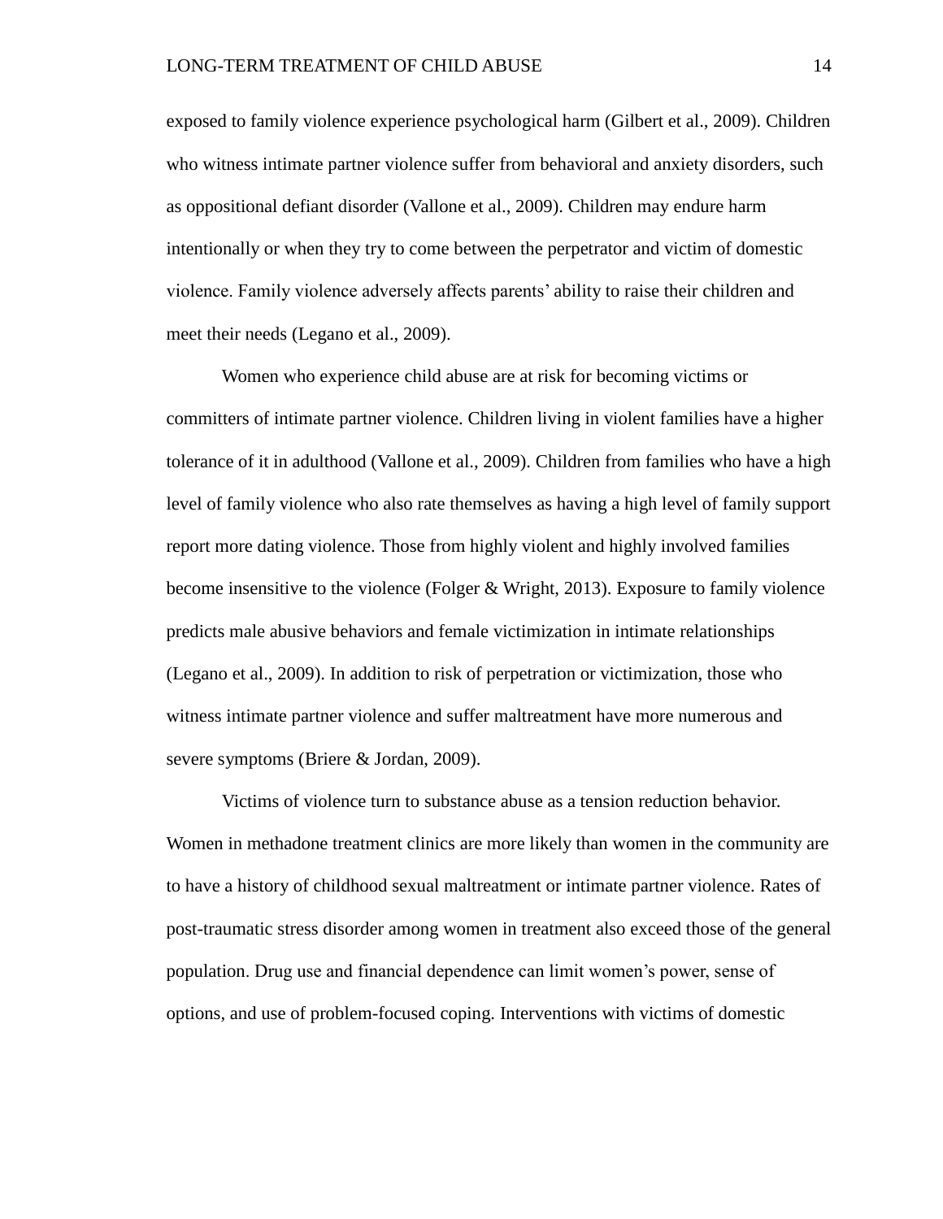exposed to family violence experience psychological harm (Gilbert et al., 2009). Children who witness intimate partner violence suffer from behavioral and anxiety disorders, such as oppositional defiant disorder (Vallone et al., 2009). Children may endure harm intentionally or when they try to come between the perpetrator and victim of domestic violence. Family violence adversely affects parents' ability to raise their children and meet their needs (Legano et al., 2009).

Women who experience child abuse are at risk for becoming victims or committers of intimate partner violence. Children living in violent families have a higher tolerance of it in adulthood (Vallone et al., 2009). Children from families who have a high level of family violence who also rate themselves as having a high level of family support report more dating violence. Those from highly violent and highly involved families become insensitive to the violence (Folger & Wright, 2013). Exposure to family violence predicts male abusive behaviors and female victimization in intimate relationships (Legano et al., 2009). In addition to risk of perpetration or victimization, those who witness intimate partner violence and suffer maltreatment have more numerous and severe symptoms (Briere & Jordan, 2009).

Victims of violence turn to substance abuse as a tension reduction behavior. Women in methadone treatment clinics are more likely than women in the community are to have a history of childhood sexual maltreatment or intimate partner violence. Rates of post-traumatic stress disorder among women in treatment also exceed those of the general population. Drug use and financial dependence can limit women's power, sense of options, and use of problem-focused coping. Interventions with victims of domestic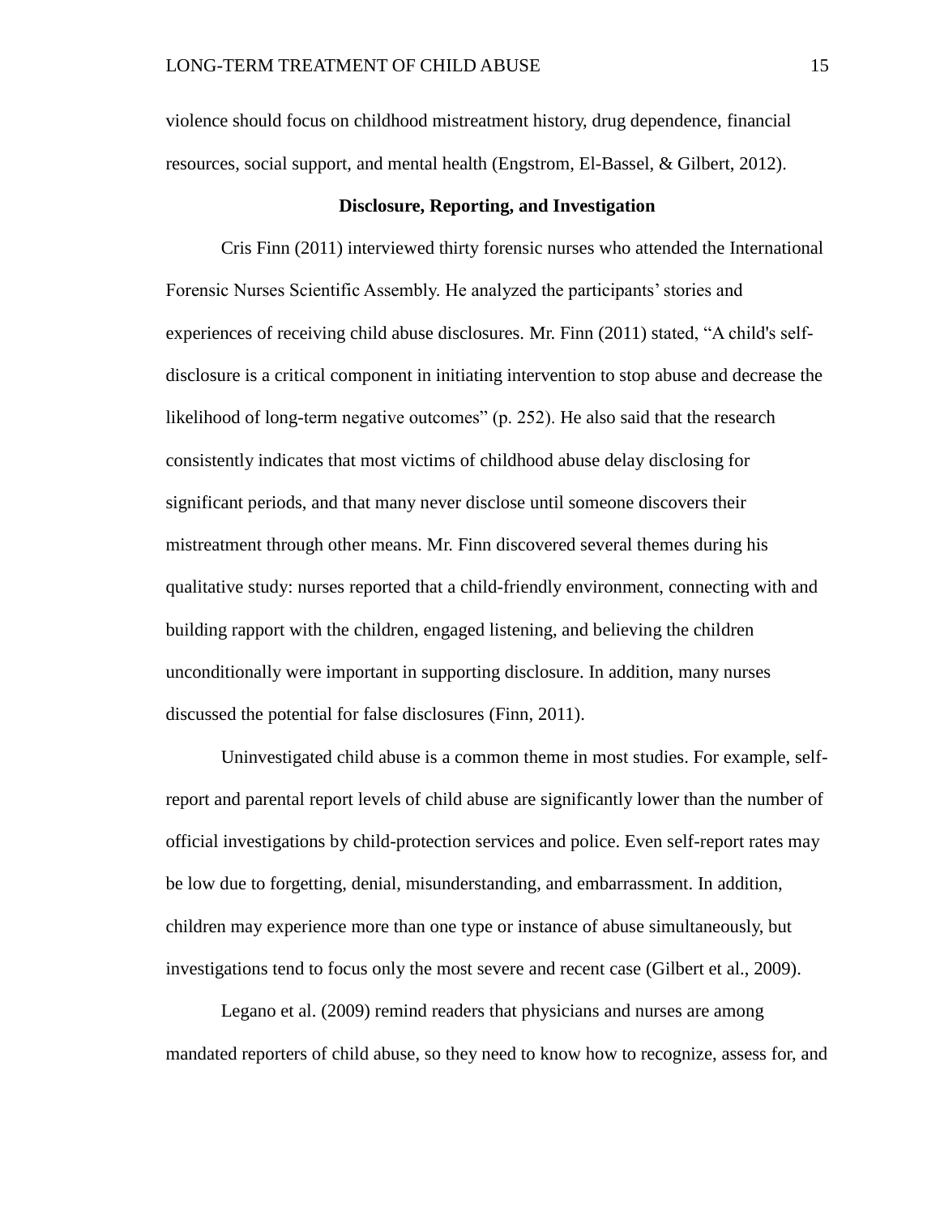violence should focus on childhood mistreatment history, drug dependence, financial resources, social support, and mental health (Engstrom, El-Bassel, & Gilbert, 2012).

## Disclosure, Reporting, and Investigation

Cris Finn (2011) interviewed thirty forensic nurses who attended the International Forensic Nurses Scientific Assembly. He analyzed the participants' stories and experiences of receiving child abuse disclosures. Mr. Finn (2011) stated, "A child's self-disclosure is a critical component in initiating intervention to stop abuse and decrease the likelihood of long-term negative outcomes" (p. 252). He also said that the research consistently indicates that most victims of childhood abuse delay disclosing for significant periods, and that many never disclose until someone discovers their mistreatment through other means. Mr. Finn discovered several themes during his qualitative study: nurses reported that a child-friendly environment, connecting with and building rapport with the children, engaged listening, and believing the children unconditionally were important in supporting disclosure. In addition, many nurses discussed the potential for false disclosures (Finn, 2011).

Uninvestigated child abuse is a common theme in most studies. For example, self-report and parental report levels of child abuse are significantly lower than the number of official investigations by child-protection services and police. Even self-report rates may be low due to forgetting, denial, misunderstanding, and embarrassment. In addition, children may experience more than one type or instance of abuse simultaneously, but investigations tend to focus only the most severe and recent case (Gilbert et al., 2009).

Legano et al. (2009) remind readers that physicians and nurses are among mandated reporters of child abuse, so they need to know how to recognize, assess for, and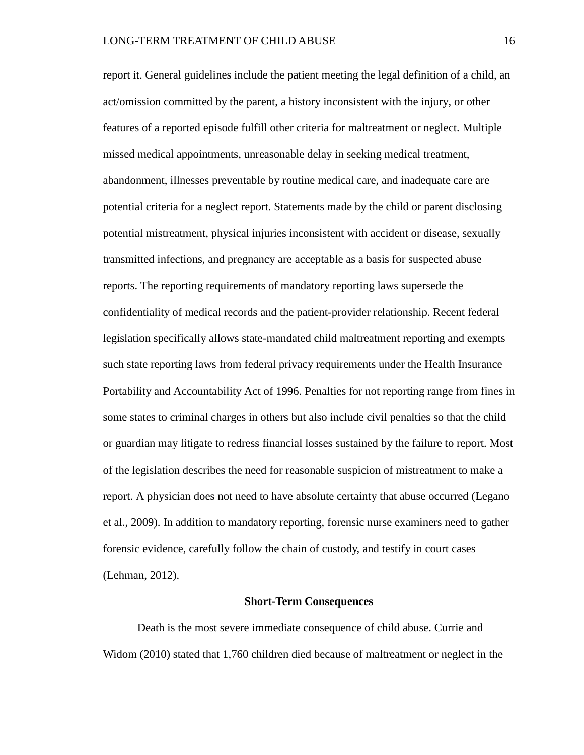report it. General guidelines include the patient meeting the legal definition of a child, an act/omission committed by the parent, a history inconsistent with the injury, or other features of a reported episode fulfill other criteria for maltreatment or neglect. Multiple missed medical appointments, unreasonable delay in seeking medical treatment, abandonment, illnesses preventable by routine medical care, and inadequate care are potential criteria for a neglect report. Statements made by the child or parent disclosing potential mistreatment, physical injuries inconsistent with accident or disease, sexually transmitted infections, and pregnancy are acceptable as a basis for suspected abuse reports. The reporting requirements of mandatory reporting laws supersede the confidentiality of medical records and the patient-provider relationship. Recent federal legislation specifically allows state-mandated child maltreatment reporting and exempts such state reporting laws from federal privacy requirements under the Health Insurance Portability and Accountability Act of 1996. Penalties for not reporting range from fines in some states to criminal charges in others but also include civil penalties so that the child or guardian may litigate to redress financial losses sustained by the failure to report. Most of the legislation describes the need for reasonable suspicion of mistreatment to make a report. A physician does not need to have absolute certainty that abuse occurred (Legano et al., 2009). In addition to mandatory reporting, forensic nurse examiners need to gather forensic evidence, carefully follow the chain of custody, and testify in court cases (Lehman, 2012).

## Short-Term Consequences

Death is the most severe immediate consequence of child abuse. Currie and Widom (2010) stated that 1,760 children died because of maltreatment or neglect in the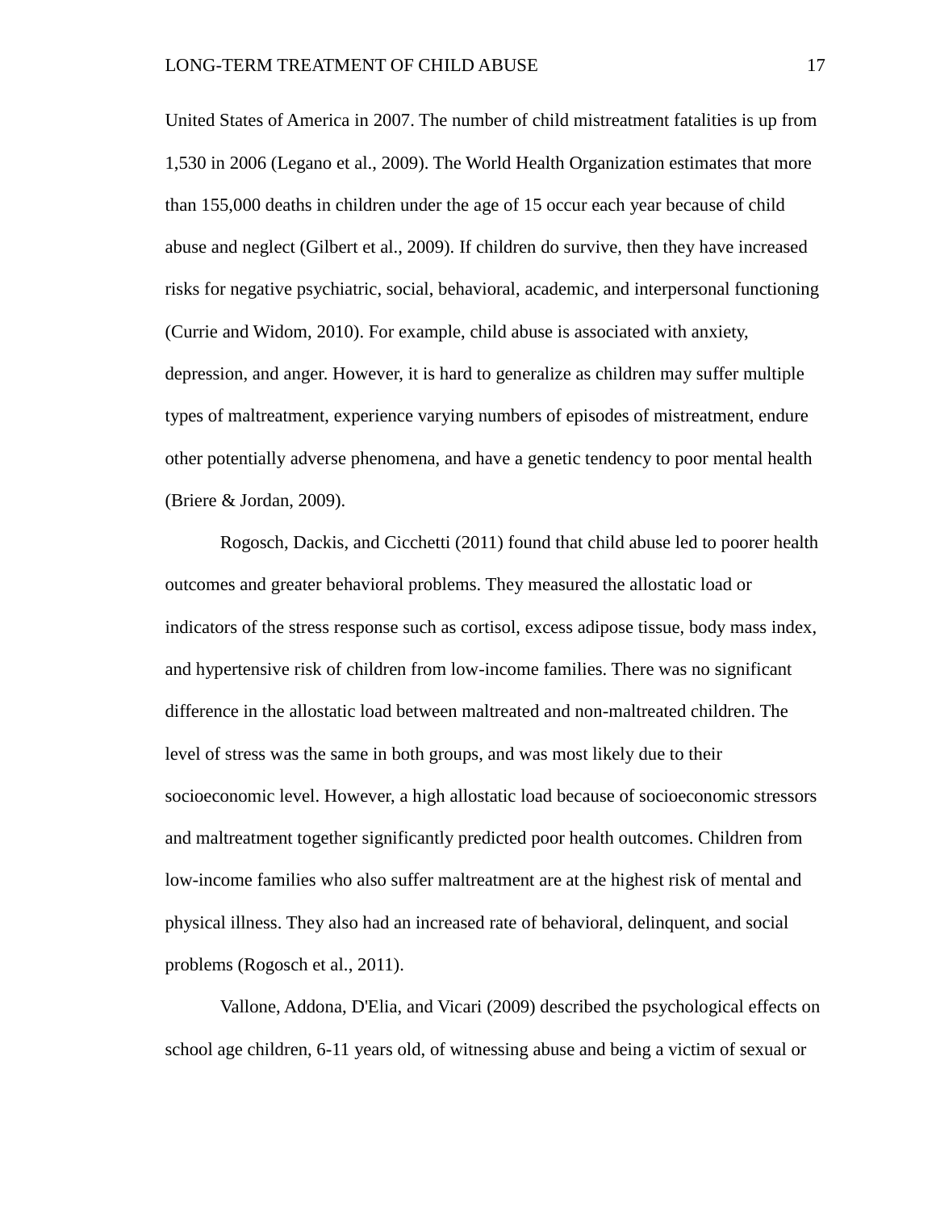United States of America in 2007. The number of child mistreatment fatalities is up from 1,530 in 2006 (Legano et al., 2009). The World Health Organization estimates that more than 155,000 deaths in children under the age of 15 occur each year because of child abuse and neglect (Gilbert et al., 2009). If children do survive, then they have increased risks for negative psychiatric, social, behavioral, academic, and interpersonal functioning (Currie and Widom, 2010). For example, child abuse is associated with anxiety, depression, and anger. However, it is hard to generalize as children may suffer multiple types of maltreatment, experience varying numbers of episodes of mistreatment, endure other potentially adverse phenomena, and have a genetic tendency to poor mental health (Briere & Jordan, 2009).

Rogosch, Dackis, and Cicchetti (2011) found that child abuse led to poorer health outcomes and greater behavioral problems. They measured the allostatic load or indicators of the stress response such as cortisol, excess adipose tissue, body mass index, and hypertensive risk of children from low-income families. There was no significant difference in the allostatic load between maltreated and non-maltreated children. The level of stress was the same in both groups, and was most likely due to their socioeconomic level. However, a high allostatic load because of socioeconomic stressors and maltreatment together significantly predicted poor health outcomes. Children from low-income families who also suffer maltreatment are at the highest risk of mental and physical illness. They also had an increased rate of behavioral, delinquent, and social problems (Rogosch et al., 2011).

Vallone, Addona, D'Elia, and Vicari (2009) described the psychological effects on school age children, 6-11 years old, of witnessing abuse and being a victim of sexual or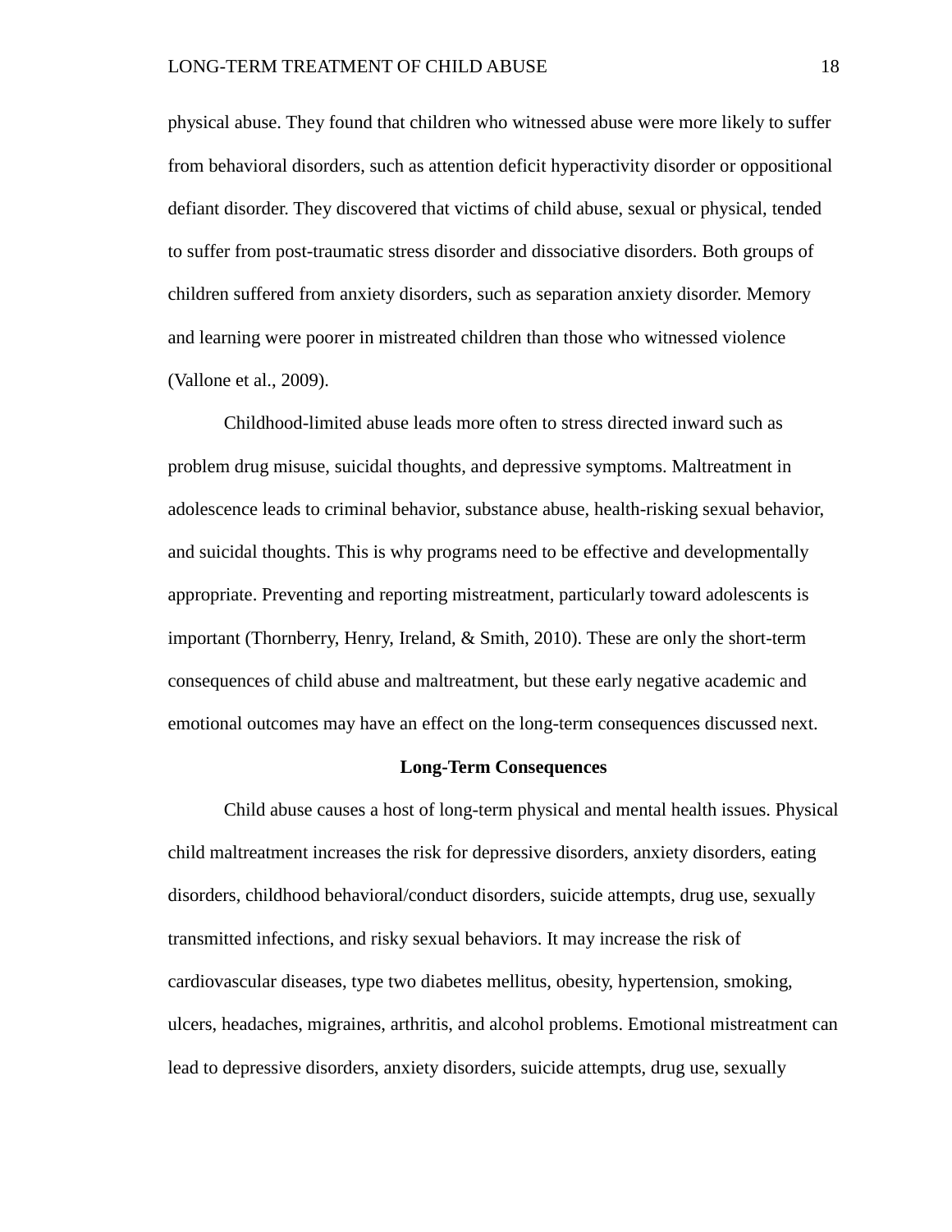physical abuse. They found that children who witnessed abuse were more likely to suffer from behavioral disorders, such as attention deficit hyperactivity disorder or oppositional defiant disorder. They discovered that victims of child abuse, sexual or physical, tended to suffer from post-traumatic stress disorder and dissociative disorders. Both groups of children suffered from anxiety disorders, such as separation anxiety disorder. Memory and learning were poorer in mistreated children than those who witnessed violence (Vallone et al., 2009).

Childhood-limited abuse leads more often to stress directed inward such as problem drug misuse, suicidal thoughts, and depressive symptoms. Maltreatment in adolescence leads to criminal behavior, substance abuse, health-risking sexual behavior, and suicidal thoughts. This is why programs need to be effective and developmentally appropriate. Preventing and reporting mistreatment, particularly toward adolescents is important (Thornberry, Henry, Ireland, & Smith, 2010). These are only the short-term consequences of child abuse and maltreatment, but these early negative academic and emotional outcomes may have an effect on the long-term consequences discussed next.

## Long-Term Consequences

Child abuse causes a host of long-term physical and mental health issues. Physical child maltreatment increases the risk for depressive disorders, anxiety disorders, eating disorders, childhood behavioral/conduct disorders, suicide attempts, drug use, sexually transmitted infections, and risky sexual behaviors. It may increase the risk of cardiovascular diseases, type two diabetes mellitus, obesity, hypertension, smoking, ulcers, headaches, migraines, arthritis, and alcohol problems. Emotional mistreatment can lead to depressive disorders, anxiety disorders, suicide attempts, drug use, sexually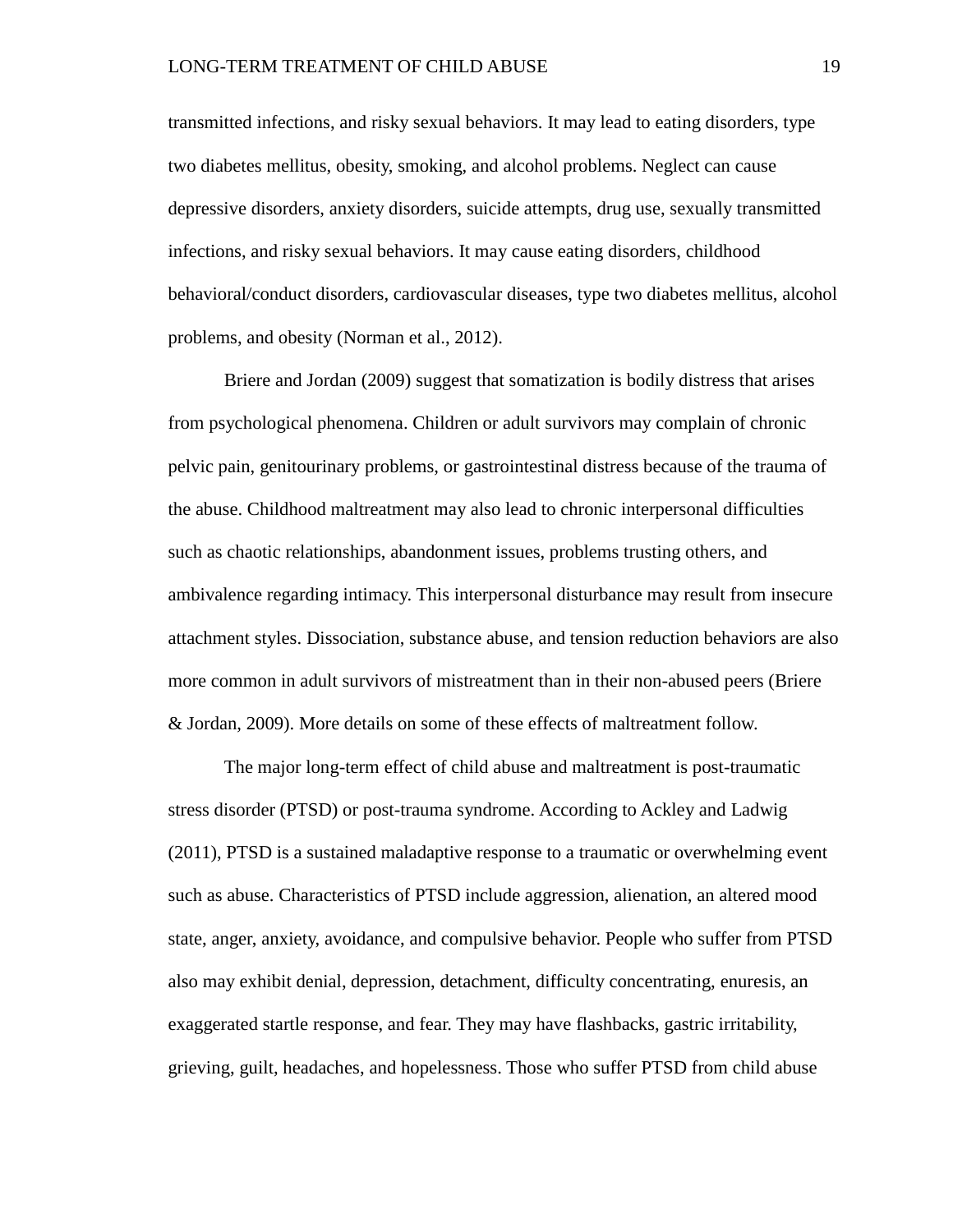transmitted infections, and risky sexual behaviors. It may lead to eating disorders, type two diabetes mellitus, obesity, smoking, and alcohol problems. Neglect can cause depressive disorders, anxiety disorders, suicide attempts, drug use, sexually transmitted infections, and risky sexual behaviors. It may cause eating disorders, childhood behavioral/conduct disorders, cardiovascular diseases, type two diabetes mellitus, alcohol problems, and obesity (Norman et al., 2012).

Briere and Jordan (2009) suggest that somatization is bodily distress that arises from psychological phenomena. Children or adult survivors may complain of chronic pelvic pain, genitourinary problems, or gastrointestinal distress because of the trauma of the abuse. Childhood maltreatment may also lead to chronic interpersonal difficulties such as chaotic relationships, abandonment issues, problems trusting others, and ambivalence regarding intimacy. This interpersonal disturbance may result from insecure attachment styles. Dissociation, substance abuse, and tension reduction behaviors are also more common in adult survivors of mistreatment than in their non-abused peers (Briere & Jordan, 2009). More details on some of these effects of maltreatment follow.

The major long-term effect of child abuse and maltreatment is post-traumatic stress disorder (PTSD) or post-trauma syndrome. According to Ackley and Ladwig (2011), PTSD is a sustained maladaptive response to a traumatic or overwhelming event such as abuse. Characteristics of PTSD include aggression, alienation, an altered mood state, anger, anxiety, avoidance, and compulsive behavior. People who suffer from PTSD also may exhibit denial, depression, detachment, difficulty concentrating, enuresis, an exaggerated startle response, and fear. They may have flashbacks, gastric irritability, grieving, guilt, headaches, and hopelessness. Those who suffer PTSD from child abuse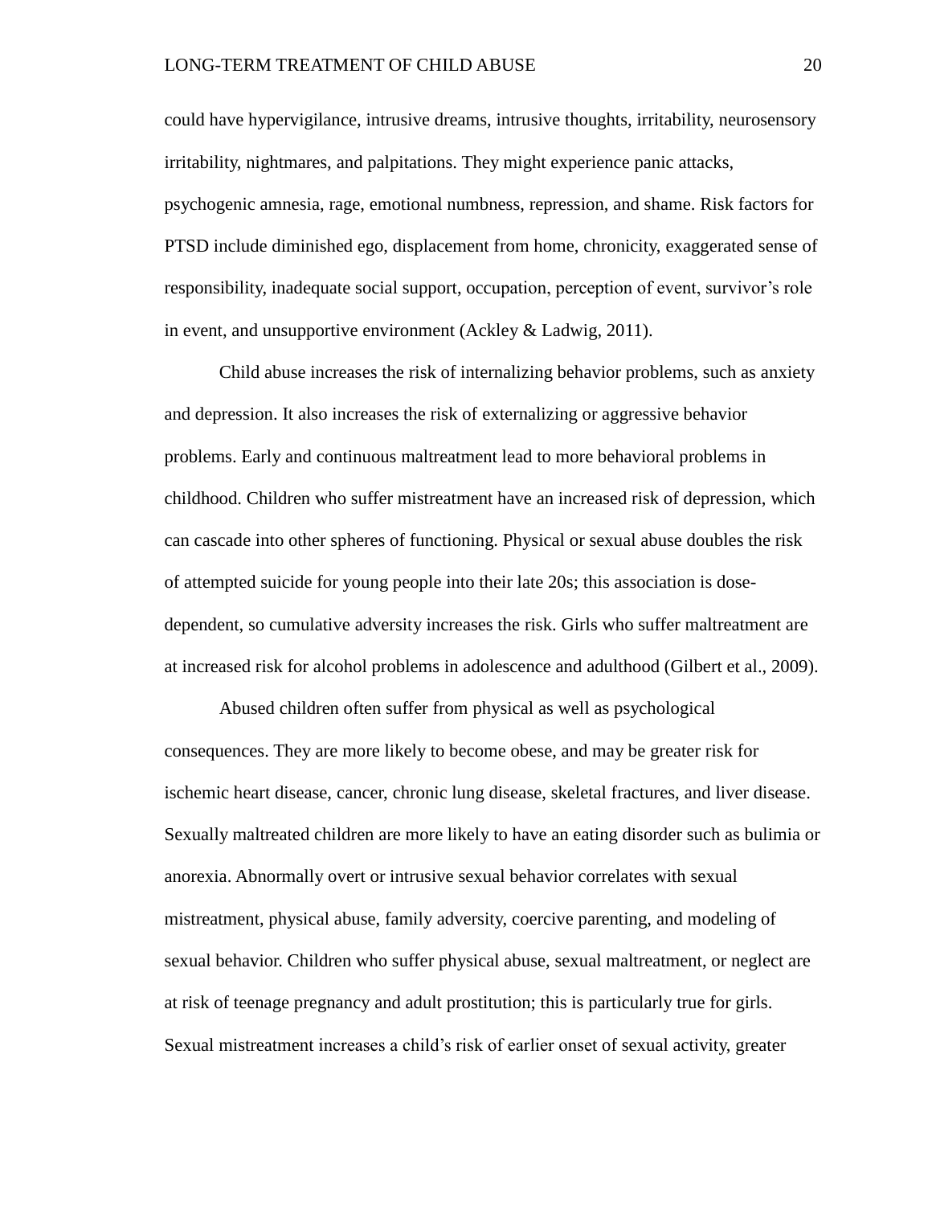could have hypervigilance, intrusive dreams, intrusive thoughts, irritability, neurosensory irritability, nightmares, and palpitations. They might experience panic attacks, psychogenic amnesia, rage, emotional numbness, repression, and shame. Risk factors for PTSD include diminished ego, displacement from home, chronicity, exaggerated sense of responsibility, inadequate social support, occupation, perception of event, survivor's role in event, and unsupportive environment (Ackley & Ladwig, 2011).

Child abuse increases the risk of internalizing behavior problems, such as anxiety and depression. It also increases the risk of externalizing or aggressive behavior problems. Early and continuous maltreatment lead to more behavioral problems in childhood. Children who suffer mistreatment have an increased risk of depression, which can cascade into other spheres of functioning. Physical or sexual abuse doubles the risk of attempted suicide for young people into their late 20s; this association is dose-dependent, so cumulative adversity increases the risk. Girls who suffer maltreatment are at increased risk for alcohol problems in adolescence and adulthood (Gilbert et al., 2009).

Abused children often suffer from physical as well as psychological consequences. They are more likely to become obese, and may be greater risk for ischemic heart disease, cancer, chronic lung disease, skeletal fractures, and liver disease. Sexually maltreated children are more likely to have an eating disorder such as bulimia or anorexia. Abnormally overt or intrusive sexual behavior correlates with sexual mistreatment, physical abuse, family adversity, coercive parenting, and modeling of sexual behavior. Children who suffer physical abuse, sexual maltreatment, or neglect are at risk of teenage pregnancy and adult prostitution; this is particularly true for girls. Sexual mistreatment increases a child's risk of earlier onset of sexual activity, greater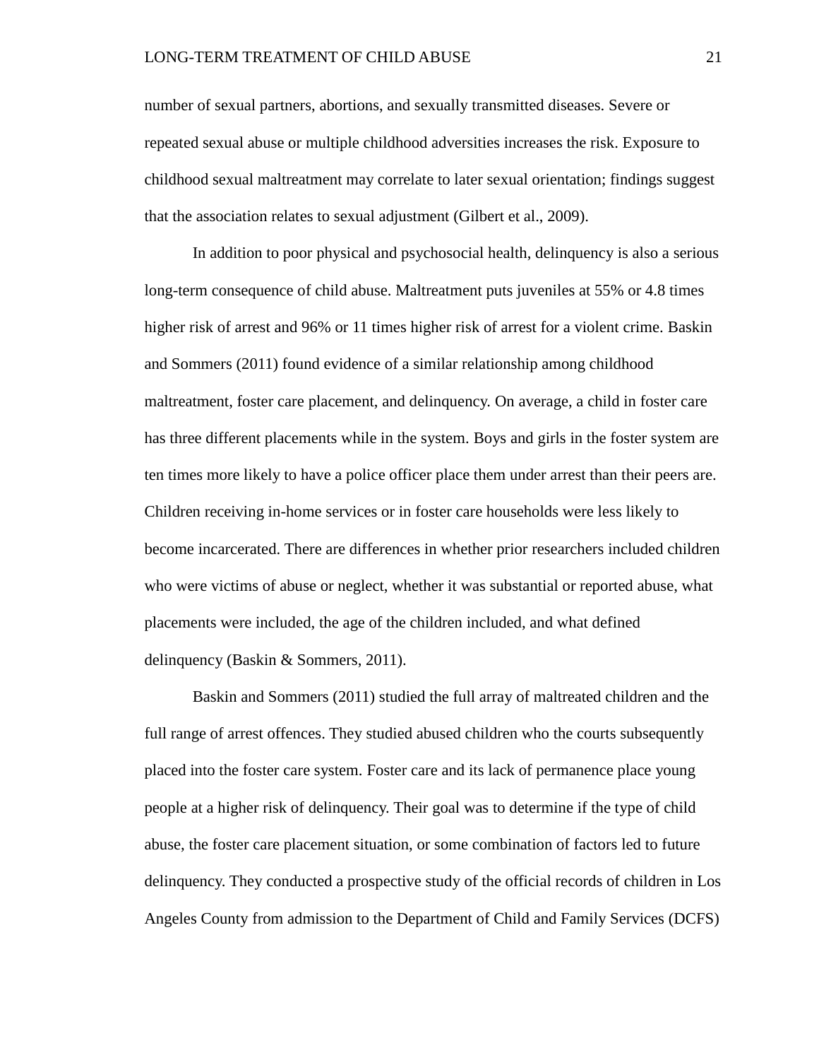number of sexual partners, abortions, and sexually transmitted diseases. Severe or repeated sexual abuse or multiple childhood adversities increases the risk. Exposure to childhood sexual maltreatment may correlate to later sexual orientation; findings suggest that the association relates to sexual adjustment (Gilbert et al., 2009).

In addition to poor physical and psychosocial health, delinquency is also a serious long-term consequence of child abuse. Maltreatment puts juveniles at 55% or 4.8 times higher risk of arrest and 96% or 11 times higher risk of arrest for a violent crime. Baskin and Sommers (2011) found evidence of a similar relationship among childhood maltreatment, foster care placement, and delinquency. On average, a child in foster care has three different placements while in the system. Boys and girls in the foster system are ten times more likely to have a police officer place them under arrest than their peers are. Children receiving in-home services or in foster care households were less likely to become incarcerated. There are differences in whether prior researchers included children who were victims of abuse or neglect, whether it was substantial or reported abuse, what placements were included, the age of the children included, and what defined delinquency (Baskin & Sommers, 2011).

Baskin and Sommers (2011) studied the full array of maltreated children and the full range of arrest offences. They studied abused children who the courts subsequently placed into the foster care system. Foster care and its lack of permanence place young people at a higher risk of delinquency. Their goal was to determine if the type of child abuse, the foster care placement situation, or some combination of factors led to future delinquency. They conducted a prospective study of the official records of children in Los Angeles County from admission to the Department of Child and Family Services (DCFS)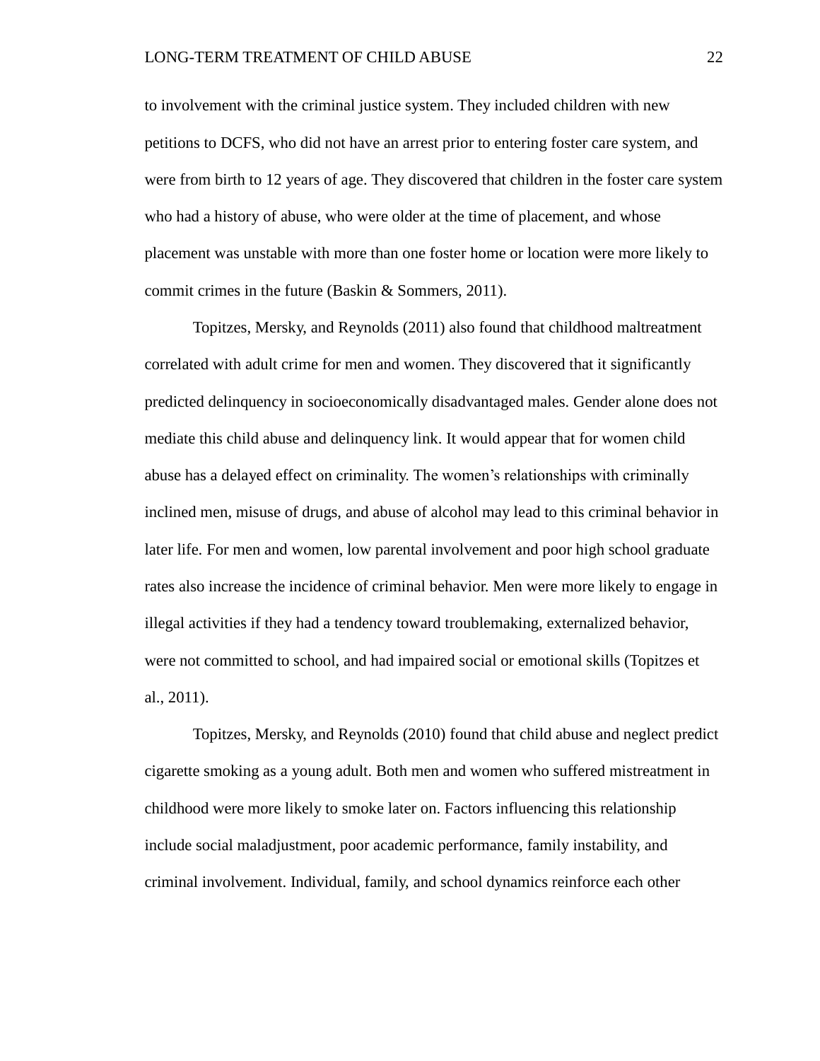to involvement with the criminal justice system. They included children with new petitions to DCFS, who did not have an arrest prior to entering foster care system, and were from birth to 12 years of age. They discovered that children in the foster care system who had a history of abuse, who were older at the time of placement, and whose placement was unstable with more than one foster home or location were more likely to commit crimes in the future (Baskin & Sommers, 2011).

Topitzes, Mersky, and Reynolds (2011) also found that childhood maltreatment correlated with adult crime for men and women. They discovered that it significantly predicted delinquency in socioeconomically disadvantaged males. Gender alone does not mediate this child abuse and delinquency link. It would appear that for women child abuse has a delayed effect on criminality. The women's relationships with criminally inclined men, misuse of drugs, and abuse of alcohol may lead to this criminal behavior in later life. For men and women, low parental involvement and poor high school graduate rates also increase the incidence of criminal behavior. Men were more likely to engage in illegal activities if they had a tendency toward troublemaking, externalized behavior, were not committed to school, and had impaired social or emotional skills (Topitzes et al., 2011).

Topitzes, Mersky, and Reynolds (2010) found that child abuse and neglect predict cigarette smoking as a young adult. Both men and women who suffered mistreatment in childhood were more likely to smoke later on. Factors influencing this relationship include social maladjustment, poor academic performance, family instability, and criminal involvement. Individual, family, and school dynamics reinforce each other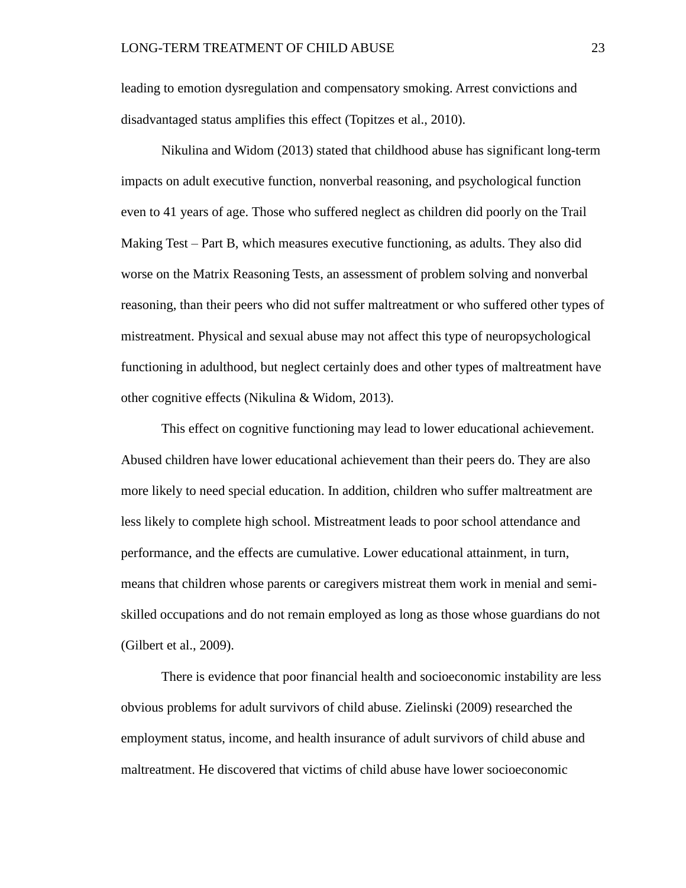leading to emotion dysregulation and compensatory smoking. Arrest convictions and disadvantaged status amplifies this effect (Topitzes et al., 2010).

Nikulina and Widom (2013) stated that childhood abuse has significant long-term impacts on adult executive function, nonverbal reasoning, and psychological function even to 41 years of age. Those who suffered neglect as children did poorly on the Trail Making Test – Part B, which measures executive functioning, as adults. They also did worse on the Matrix Reasoning Tests, an assessment of problem solving and nonverbal reasoning, than their peers who did not suffer maltreatment or who suffered other types of mistreatment. Physical and sexual abuse may not affect this type of neuropsychological functioning in adulthood, but neglect certainly does and other types of maltreatment have other cognitive effects (Nikulina & Widom, 2013).

This effect on cognitive functioning may lead to lower educational achievement. Abused children have lower educational achievement than their peers do. They are also more likely to need special education. In addition, children who suffer maltreatment are less likely to complete high school. Mistreatment leads to poor school attendance and performance, and the effects are cumulative. Lower educational attainment, in turn, means that children whose parents or caregivers mistreat them work in menial and semi-skilled occupations and do not remain employed as long as those whose guardians do not (Gilbert et al., 2009).

There is evidence that poor financial health and socioeconomic instability are less obvious problems for adult survivors of child abuse. Zielinski (2009) researched the employment status, income, and health insurance of adult survivors of child abuse and maltreatment. He discovered that victims of child abuse have lower socioeconomic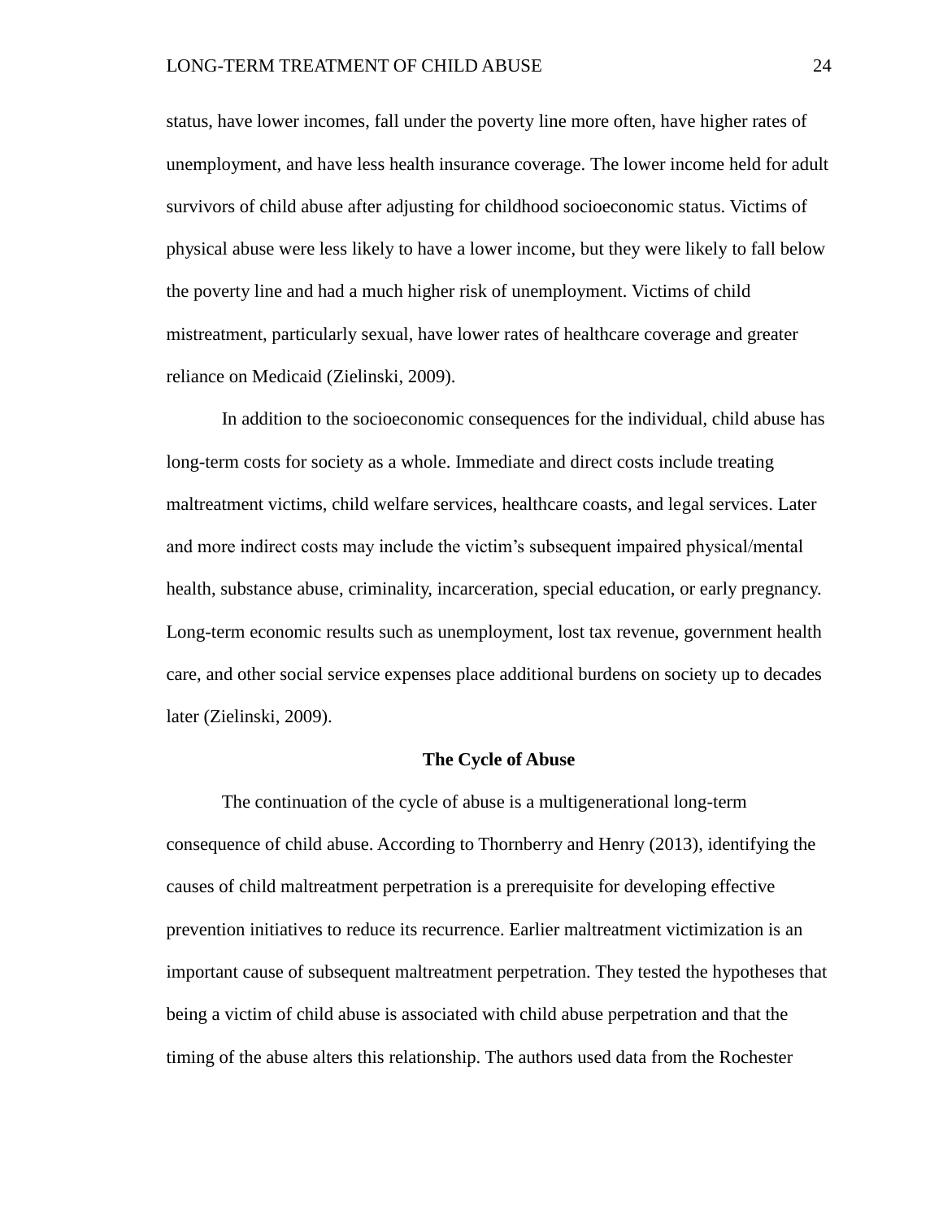status, have lower incomes, fall under the poverty line more often, have higher rates of unemployment, and have less health insurance coverage. The lower income held for adult survivors of child abuse after adjusting for childhood socioeconomic status. Victims of physical abuse were less likely to have a lower income, but they were likely to fall below the poverty line and had a much higher risk of unemployment. Victims of child mistreatment, particularly sexual, have lower rates of healthcare coverage and greater reliance on Medicaid (Zielinski, 2009).

In addition to the socioeconomic consequences for the individual, child abuse has long-term costs for society as a whole. Immediate and direct costs include treating maltreatment victims, child welfare services, healthcare coasts, and legal services. Later and more indirect costs may include the victim's subsequent impaired physical/mental health, substance abuse, criminality, incarceration, special education, or early pregnancy. Long-term economic results such as unemployment, lost tax revenue, government health care, and other social service expenses place additional burdens on society up to decades later (Zielinski, 2009).

## The Cycle of Abuse

The continuation of the cycle of abuse is a multigenerational long-term consequence of child abuse. According to Thornberry and Henry (2013), identifying the causes of child maltreatment perpetration is a prerequisite for developing effective prevention initiatives to reduce its recurrence. Earlier maltreatment victimization is an important cause of subsequent maltreatment perpetration. They tested the hypotheses that being a victim of child abuse is associated with child abuse perpetration and that the timing of the abuse alters this relationship. The authors used data from the Rochester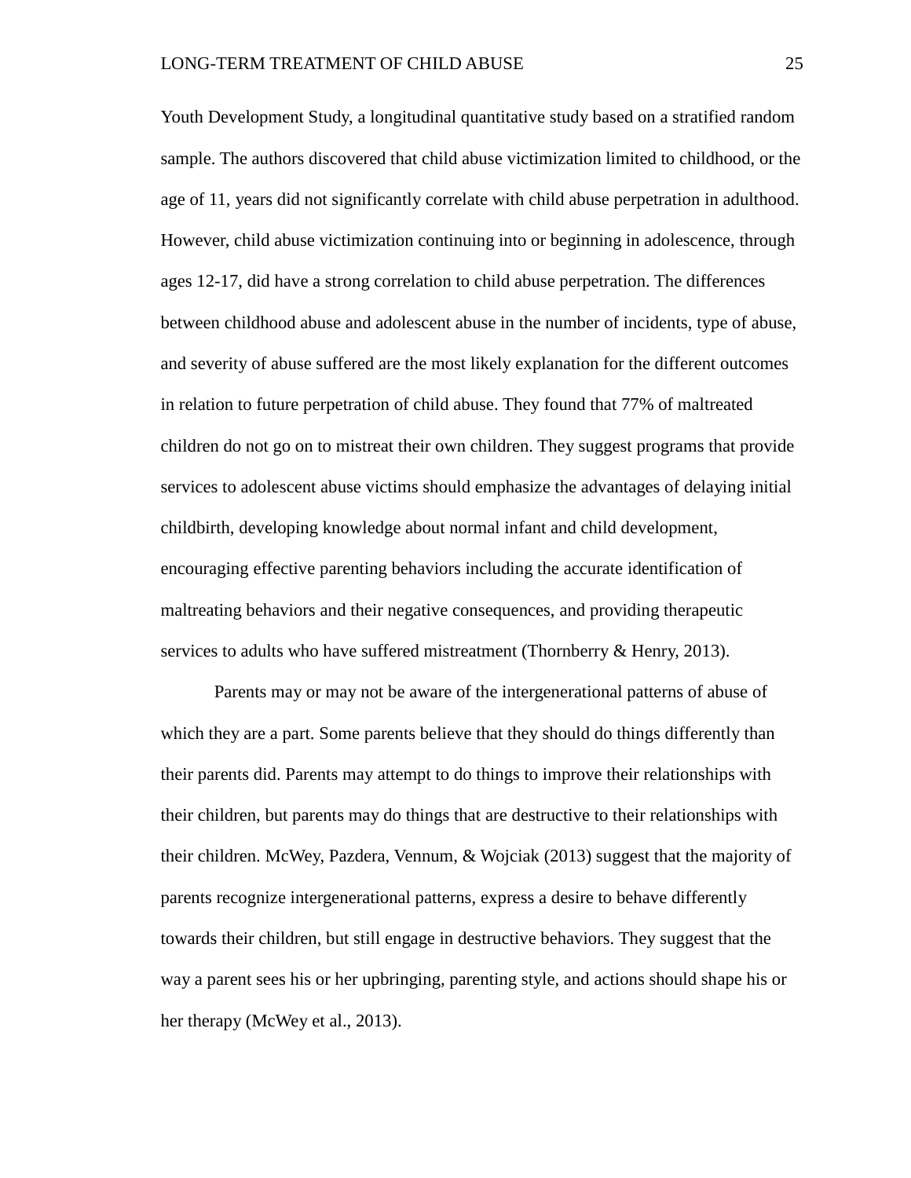Youth Development Study, a longitudinal quantitative study based on a stratified random sample. The authors discovered that child abuse victimization limited to childhood, or the age of 11, years did not significantly correlate with child abuse perpetration in adulthood. However, child abuse victimization continuing into or beginning in adolescence, through ages 12-17, did have a strong correlation to child abuse perpetration. The differences between childhood abuse and adolescent abuse in the number of incidents, type of abuse, and severity of abuse suffered are the most likely explanation for the different outcomes in relation to future perpetration of child abuse. They found that 77% of maltreated children do not go on to mistreat their own children. They suggest programs that provide services to adolescent abuse victims should emphasize the advantages of delaying initial childbirth, developing knowledge about normal infant and child development, encouraging effective parenting behaviors including the accurate identification of maltreating behaviors and their negative consequences, and providing therapeutic services to adults who have suffered mistreatment (Thornberry & Henry, 2013).

Parents may or may not be aware of the intergenerational patterns of abuse of which they are a part. Some parents believe that they should do things differently than their parents did. Parents may attempt to do things to improve their relationships with their children, but parents may do things that are destructive to their relationships with their children. McWey, Pazdera, Vennum, & Wojciak (2013) suggest that the majority of parents recognize intergenerational patterns, express a desire to behave differently towards their children, but still engage in destructive behaviors. They suggest that the way a parent sees his or her upbringing, parenting style, and actions should shape his or her therapy (McWey et al., 2013).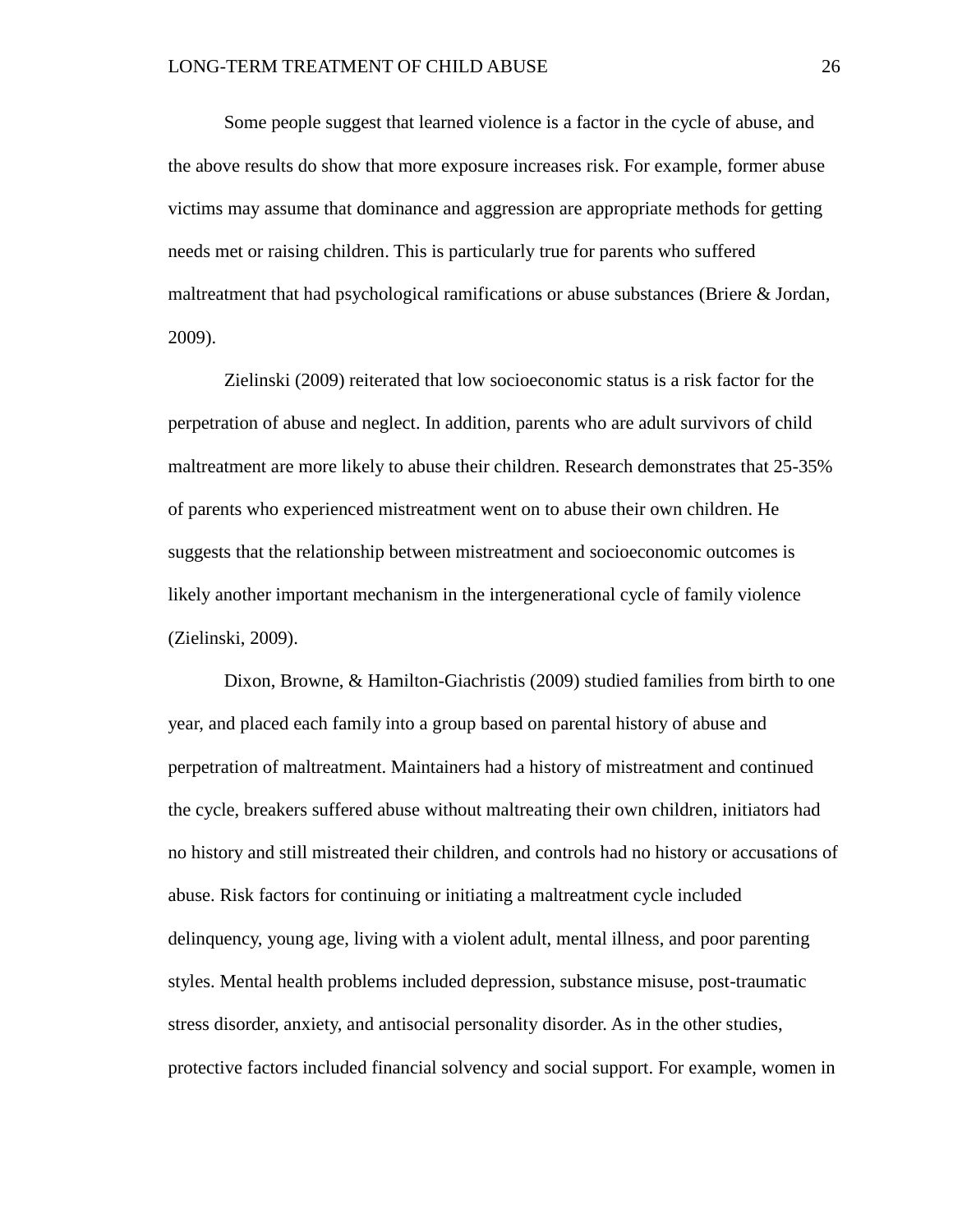Some people suggest that learned violence is a factor in the cycle of abuse, and the above results do show that more exposure increases risk. For example, former abuse victims may assume that dominance and aggression are appropriate methods for getting needs met or raising children. This is particularly true for parents who suffered maltreatment that had psychological ramifications or abuse substances (Briere & Jordan, 2009).

Zielinski (2009) reiterated that low socioeconomic status is a risk factor for the perpetration of abuse and neglect. In addition, parents who are adult survivors of child maltreatment are more likely to abuse their children. Research demonstrates that 25-35% of parents who experienced mistreatment went on to abuse their own children. He suggests that the relationship between mistreatment and socioeconomic outcomes is likely another important mechanism in the intergenerational cycle of family violence (Zielinski, 2009).

Dixon, Browne, & Hamilton-Giachristis (2009) studied families from birth to one year, and placed each family into a group based on parental history of abuse and perpetration of maltreatment. Maintainers had a history of mistreatment and continued the cycle, breakers suffered abuse without maltreating their own children, initiators had no history and still mistreated their children, and controls had no history or accusations of abuse. Risk factors for continuing or initiating a maltreatment cycle included delinquency, young age, living with a violent adult, mental illness, and poor parenting styles. Mental health problems included depression, substance misuse, post-traumatic stress disorder, anxiety, and antisocial personality disorder. As in the other studies, protective factors included financial solvency and social support. For example, women in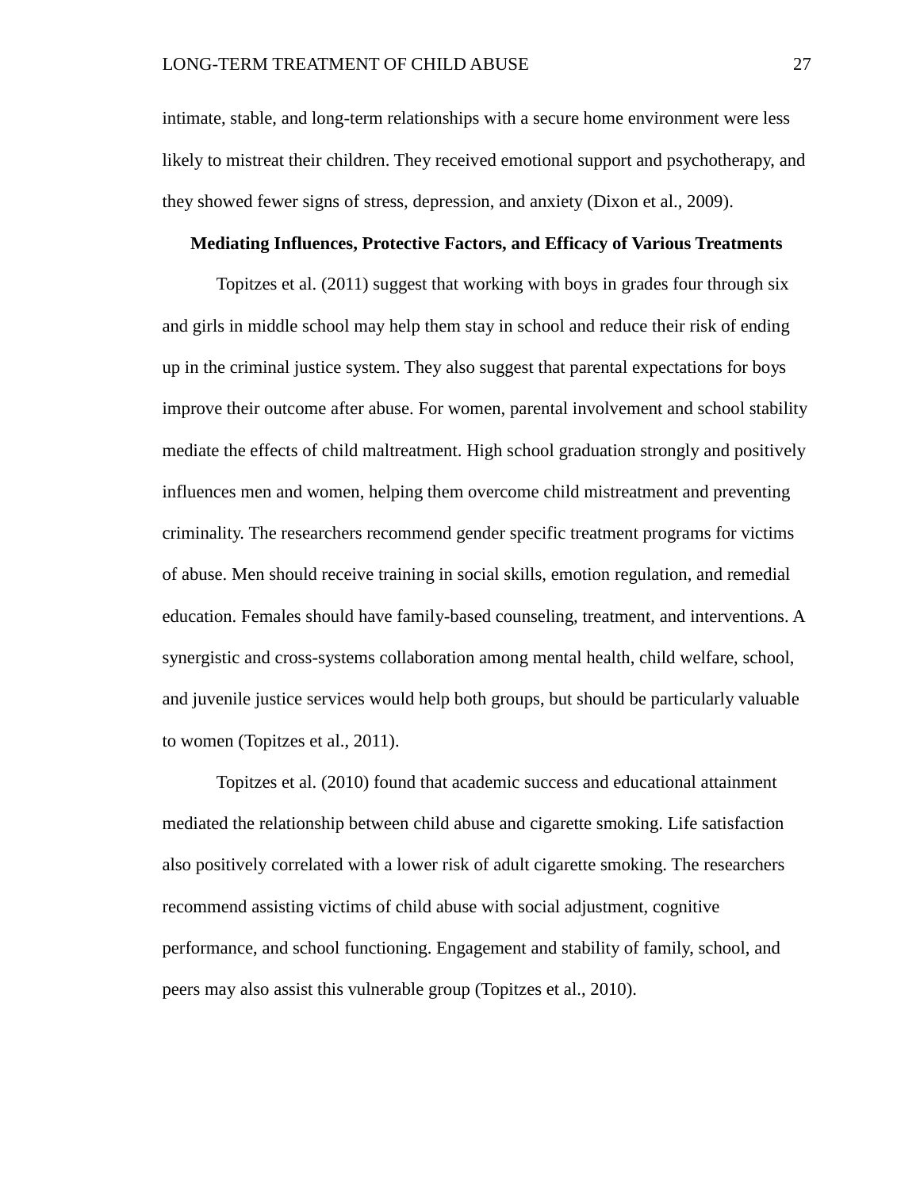intimate, stable, and long-term relationships with a secure home environment were less likely to mistreat their children. They received emotional support and psychotherapy, and they showed fewer signs of stress, depression, and anxiety (Dixon et al., 2009).

## Mediating Influences, Protective Factors, and Efficacy of Various Treatments

Topitzes et al. (2011) suggest that working with boys in grades four through six and girls in middle school may help them stay in school and reduce their risk of ending up in the criminal justice system. They also suggest that parental expectations for boys improve their outcome after abuse. For women, parental involvement and school stability mediate the effects of child maltreatment. High school graduation strongly and positively influences men and women, helping them overcome child mistreatment and preventing criminality. The researchers recommend gender specific treatment programs for victims of abuse. Men should receive training in social skills, emotion regulation, and remedial education. Females should have family-based counseling, treatment, and interventions. A synergistic and cross-systems collaboration among mental health, child welfare, school, and juvenile justice services would help both groups, but should be particularly valuable to women (Topitzes et al., 2011).

Topitzes et al. (2010) found that academic success and educational attainment mediated the relationship between child abuse and cigarette smoking. Life satisfaction also positively correlated with a lower risk of adult cigarette smoking. The researchers recommend assisting victims of child abuse with social adjustment, cognitive performance, and school functioning. Engagement and stability of family, school, and peers may also assist this vulnerable group (Topitzes et al., 2010).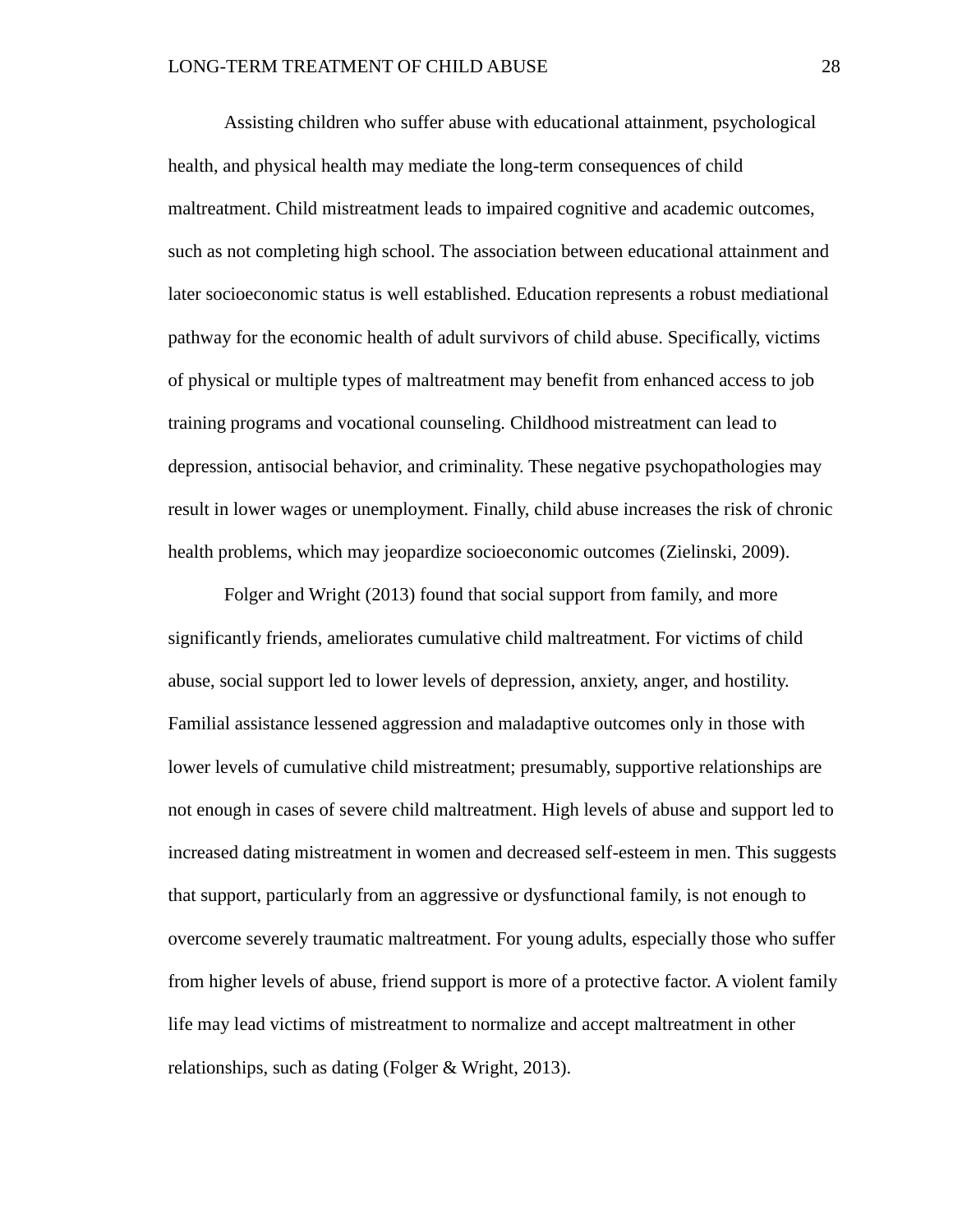Assisting children who suffer abuse with educational attainment, psychological health, and physical health may mediate the long-term consequences of child maltreatment. Child mistreatment leads to impaired cognitive and academic outcomes, such as not completing high school. The association between educational attainment and later socioeconomic status is well established. Education represents a robust mediational pathway for the economic health of adult survivors of child abuse. Specifically, victims of physical or multiple types of maltreatment may benefit from enhanced access to job training programs and vocational counseling. Childhood mistreatment can lead to depression, antisocial behavior, and criminality. These negative psychopathologies may result in lower wages or unemployment. Finally, child abuse increases the risk of chronic health problems, which may jeopardize socioeconomic outcomes (Zielinski, 2009).

Folger and Wright (2013) found that social support from family, and more significantly friends, ameliorates cumulative child maltreatment. For victims of child abuse, social support led to lower levels of depression, anxiety, anger, and hostility. Familial assistance lessened aggression and maladaptive outcomes only in those with lower levels of cumulative child mistreatment; presumably, supportive relationships are not enough in cases of severe child maltreatment. High levels of abuse and support led to increased dating mistreatment in women and decreased self-esteem in men. This suggests that support, particularly from an aggressive or dysfunctional family, is not enough to overcome severely traumatic maltreatment. For young adults, especially those who suffer from higher levels of abuse, friend support is more of a protective factor. A violent family life may lead victims of mistreatment to normalize and accept maltreatment in other relationships, such as dating (Folger & Wright, 2013).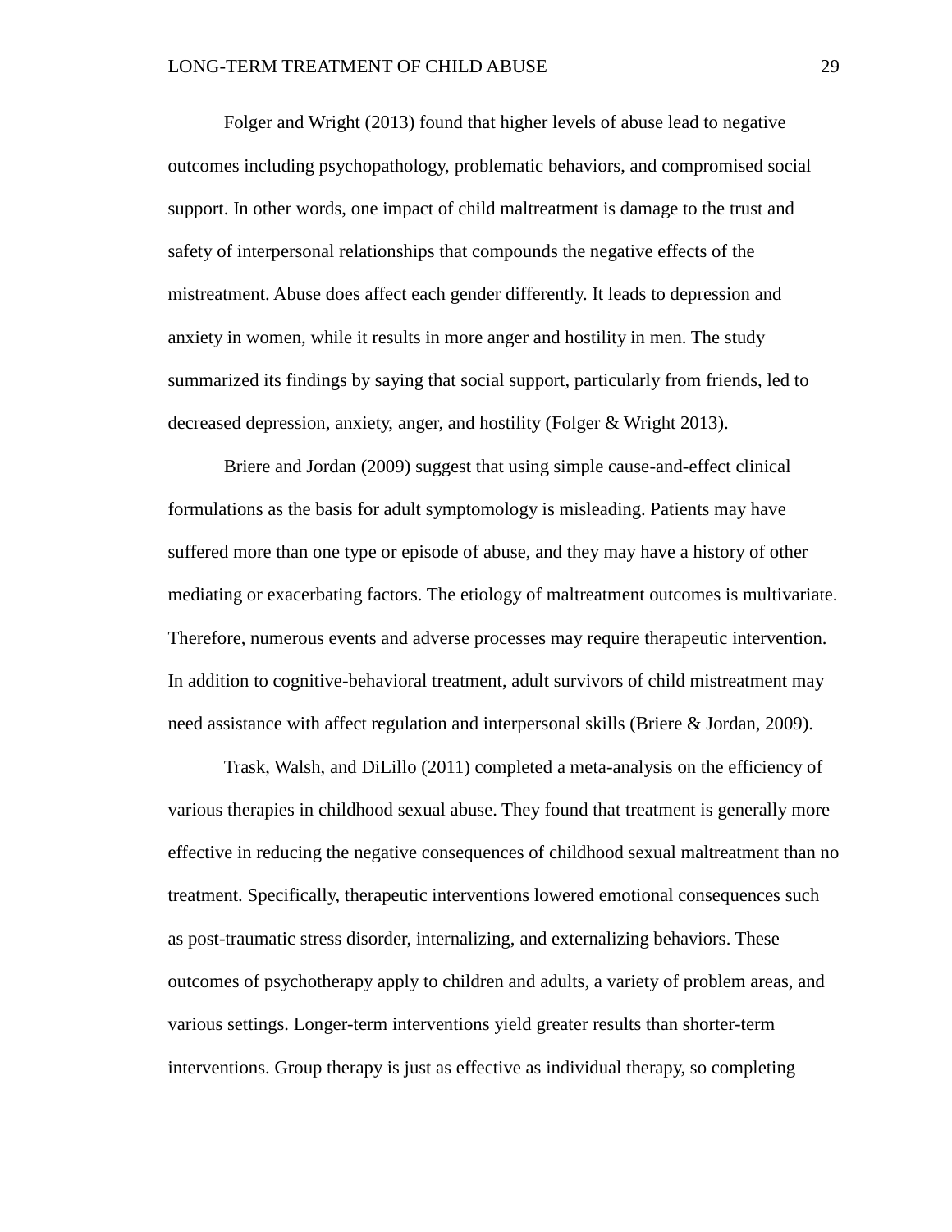Folger and Wright (2013) found that higher levels of abuse lead to negative outcomes including psychopathology, problematic behaviors, and compromised social support. In other words, one impact of child maltreatment is damage to the trust and safety of interpersonal relationships that compounds the negative effects of the mistreatment. Abuse does affect each gender differently. It leads to depression and anxiety in women, while it results in more anger and hostility in men. The study summarized its findings by saying that social support, particularly from friends, led to decreased depression, anxiety, anger, and hostility (Folger & Wright 2013).

Briere and Jordan (2009) suggest that using simple cause-and-effect clinical formulations as the basis for adult symptomology is misleading. Patients may have suffered more than one type or episode of abuse, and they may have a history of other mediating or exacerbating factors. The etiology of maltreatment outcomes is multivariate. Therefore, numerous events and adverse processes may require therapeutic intervention. In addition to cognitive-behavioral treatment, adult survivors of child mistreatment may need assistance with affect regulation and interpersonal skills (Briere & Jordan, 2009).

Trask, Walsh, and DiLillo (2011) completed a meta-analysis on the efficiency of various therapies in childhood sexual abuse. They found that treatment is generally more effective in reducing the negative consequences of childhood sexual maltreatment than no treatment. Specifically, therapeutic interventions lowered emotional consequences such as post-traumatic stress disorder, internalizing, and externalizing behaviors. These outcomes of psychotherapy apply to children and adults, a variety of problem areas, and various settings. Longer-term interventions yield greater results than shorter-term interventions. Group therapy is just as effective as individual therapy, so completing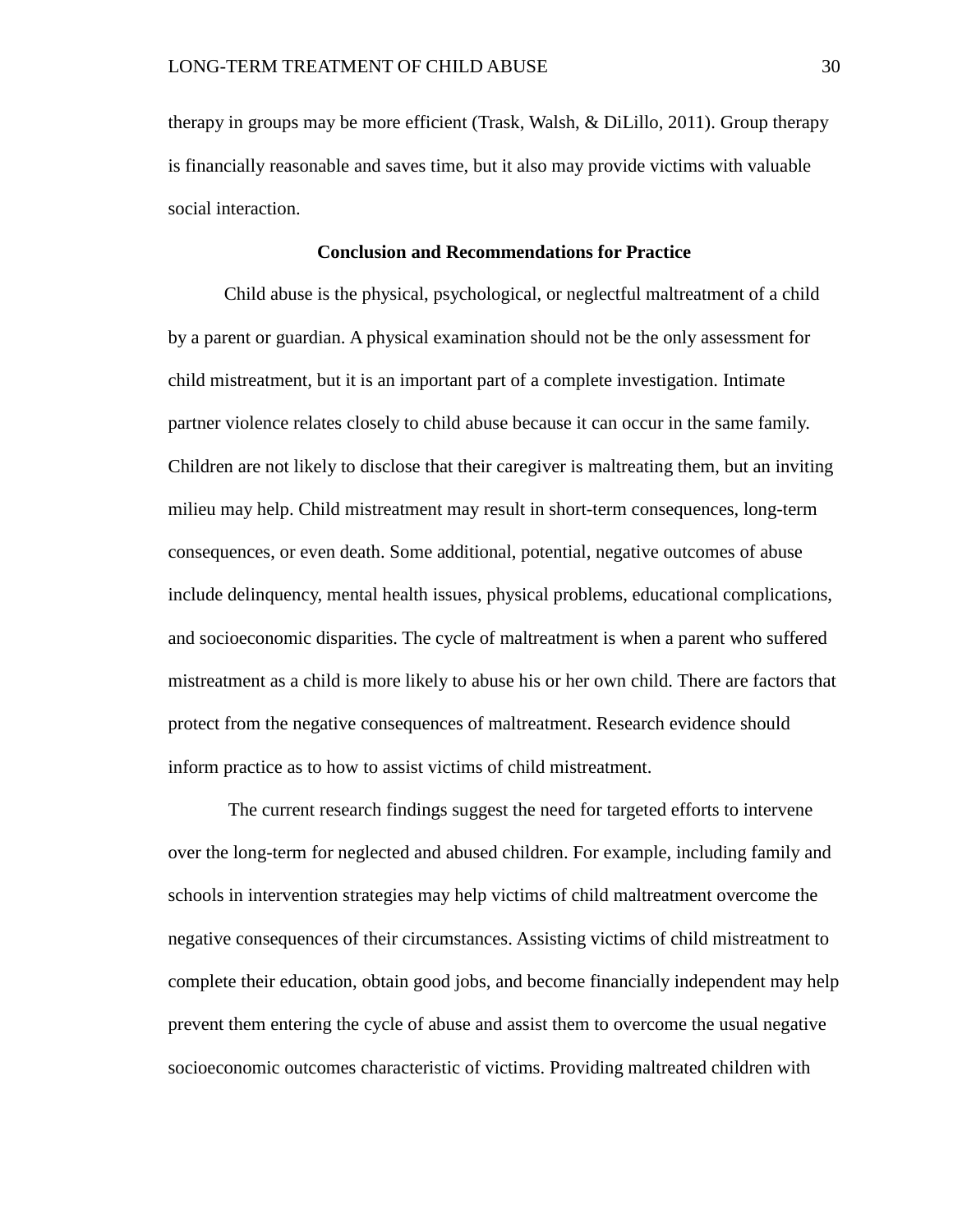therapy in groups may be more efficient (Trask, Walsh, & DiLillo, 2011). Group therapy is financially reasonable and saves time, but it also may provide victims with valuable social interaction.

## Conclusion and Recommendations for Practice

Child abuse is the physical, psychological, or neglectful maltreatment of a child by a parent or guardian. A physical examination should not be the only assessment for child mistreatment, but it is an important part of a complete investigation. Intimate partner violence relates closely to child abuse because it can occur in the same family. Children are not likely to disclose that their caregiver is maltreating them, but an inviting milieu may help. Child mistreatment may result in short-term consequences, long-term consequences, or even death. Some additional, potential, negative outcomes of abuse include delinquency, mental health issues, physical problems, educational complications, and socioeconomic disparities. The cycle of maltreatment is when a parent who suffered mistreatment as a child is more likely to abuse his or her own child. There are factors that protect from the negative consequences of maltreatment. Research evidence should inform practice as to how to assist victims of child mistreatment.

The current research findings suggest the need for targeted efforts to intervene over the long-term for neglected and abused children. For example, including family and schools in intervention strategies may help victims of child maltreatment overcome the negative consequences of their circumstances. Assisting victims of child mistreatment to complete their education, obtain good jobs, and become financially independent may help prevent them entering the cycle of abuse and assist them to overcome the usual negative socioeconomic outcomes characteristic of victims. Providing maltreated children with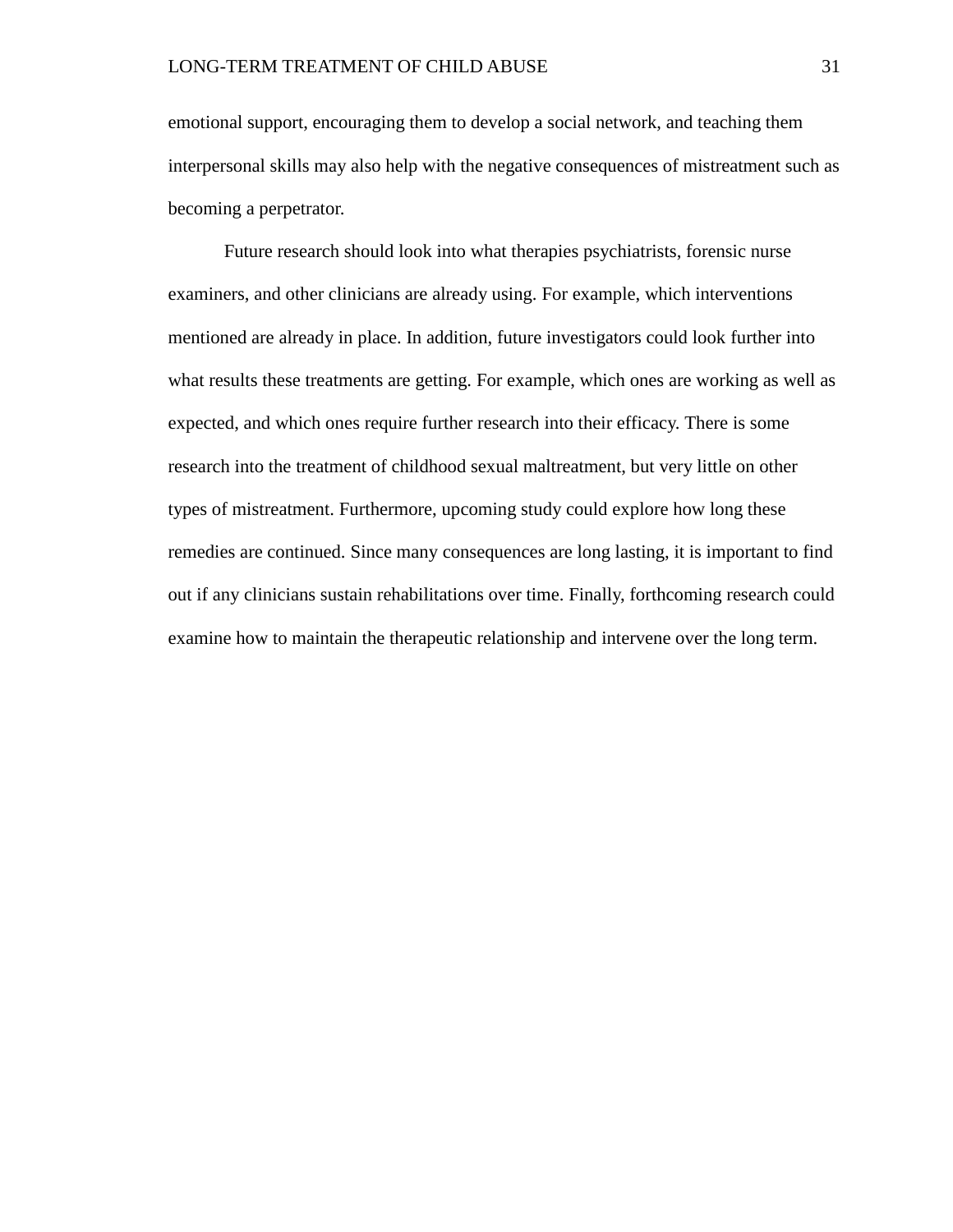emotional support, encouraging them to develop a social network, and teaching them interpersonal skills may also help with the negative consequences of mistreatment such as becoming a perpetrator.

Future research should look into what therapies psychiatrists, forensic nurse examiners, and other clinicians are already using. For example, which interventions mentioned are already in place. In addition, future investigators could look further into what results these treatments are getting. For example, which ones are working as well as expected, and which ones require further research into their efficacy. There is some research into the treatment of childhood sexual maltreatment, but very little on other types of mistreatment. Furthermore, upcoming study could explore how long these remedies are continued. Since many consequences are long lasting, it is important to find out if any clinicians sustain rehabilitations over time. Finally, forthcoming research could examine how to maintain the therapeutic relationship and intervene over the long term.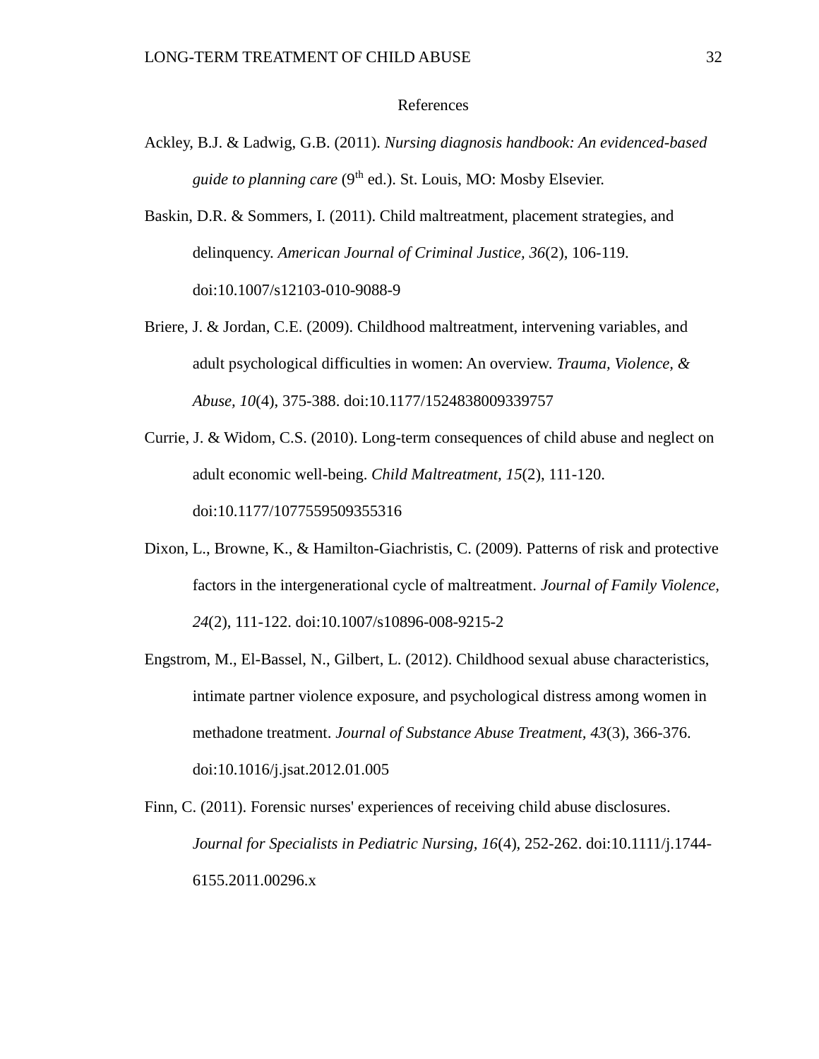# References

Ackley, B.J. & Ladwig, G.B. (2011). *Nursing diagnosis handbook: An evidenced-based guide to planning care* (9th ed.). St. Louis, MO: Mosby Elsevier.

Baskin, D.R. & Sommers, I. (2011). Child maltreatment, placement strategies, and delinquency. *American Journal of Criminal Justice, 36*(2), 106-119. doi:10.1007/s12103-010-9088-9

Briere, J. & Jordan, C.E. (2009). Childhood maltreatment, intervening variables, and adult psychological difficulties in women: An overview. *Trauma, Violence, & Abuse, 10*(4), 375-388. doi:10.1177/1524838009339757

Currie, J. & Widom, C.S. (2010). Long-term consequences of child abuse and neglect on adult economic well-being. *Child Maltreatment, 15*(2), 111-120. doi:10.1177/1077559509355316

Dixon, L., Browne, K., & Hamilton-Giachristis, C. (2009). Patterns of risk and protective factors in the intergenerational cycle of maltreatment. *Journal of Family Violence, 24*(2), 111-122. doi:10.1007/s10896-008-9215-2

Engstrom, M., El-Bassel, N., Gilbert, L. (2012). Childhood sexual abuse characteristics, intimate partner violence exposure, and psychological distress among women in methadone treatment. *Journal of Substance Abuse Treatment, 43*(3), 366-376. doi:10.1016/j.jsat.2012.01.005

Finn, C. (2011). Forensic nurses' experiences of receiving child abuse disclosures. *Journal for Specialists in Pediatric Nursing, 16*(4), 252-262. doi:10.1111/j.1744-6155.2011.00296.x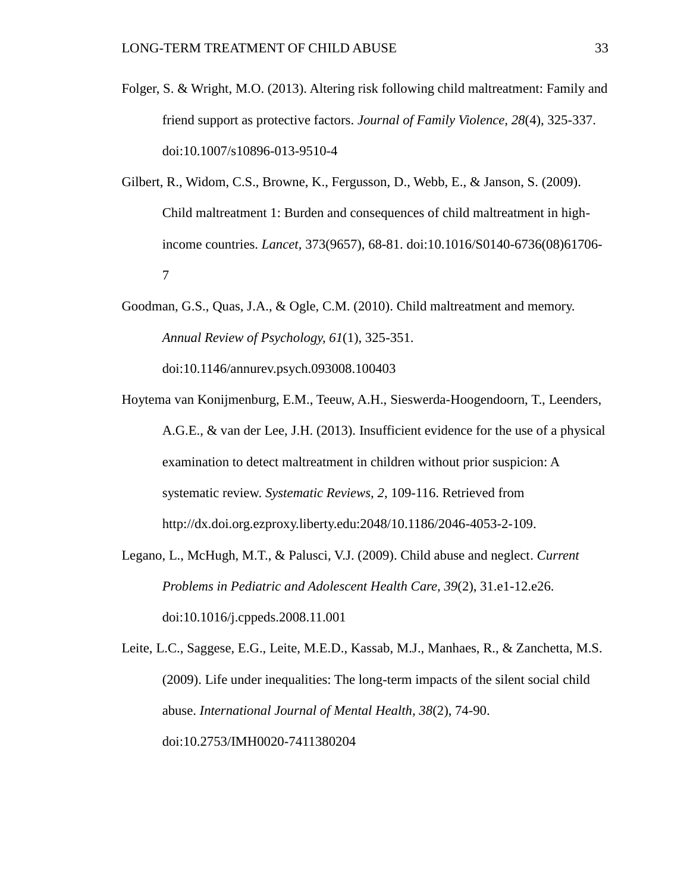Folger, S. & Wright, M.O. (2013). Altering risk following child maltreatment: Family and friend support as protective factors. *Journal of Family Violence, 28*(4), 325-337. doi:10.1007/s10896-013-9510-4

Gilbert, R., Widom, C.S., Browne, K., Fergusson, D., Webb, E., & Janson, S. (2009). Child maltreatment 1: Burden and consequences of child maltreatment in high-income countries. *Lancet,* 373(9657), 68-81. doi:10.1016/S0140-6736(08)61706-7

Goodman, G.S., Quas, J.A., & Ogle, C.M. (2010). Child maltreatment and memory. *Annual Review of Psychology, 61*(1), 325-351. doi:10.1146/annurev.psych.093008.100403

Hoytema van Konijmenburg, E.M., Teeuw, A.H., Sieswerda-Hoogendoorn, T., Leenders, A.G.E., & van der Lee, J.H. (2013). Insufficient evidence for the use of a physical examination to detect maltreatment in children without prior suspicion: A systematic review. *Systematic Reviews, 2*, 109-116. Retrieved from http://dx.doi.org.ezproxy.liberty.edu:2048/10.1186/2046-4053-2-109.

Legano, L., McHugh, M.T., & Palusci, V.J. (2009). Child abuse and neglect. *Current Problems in Pediatric and Adolescent Health Care, 39*(2), 31.e1-12.e26. doi:10.1016/j.cppeds.2008.11.001

Leite, L.C., Saggese, E.G., Leite, M.E.D., Kassab, M.J., Manhaes, R., & Zanchetta, M.S. (2009). Life under inequalities: The long-term impacts of the silent social child abuse. *International Journal of Mental Health, 38*(2), 74-90. doi:10.2753/IMH0020-7411380204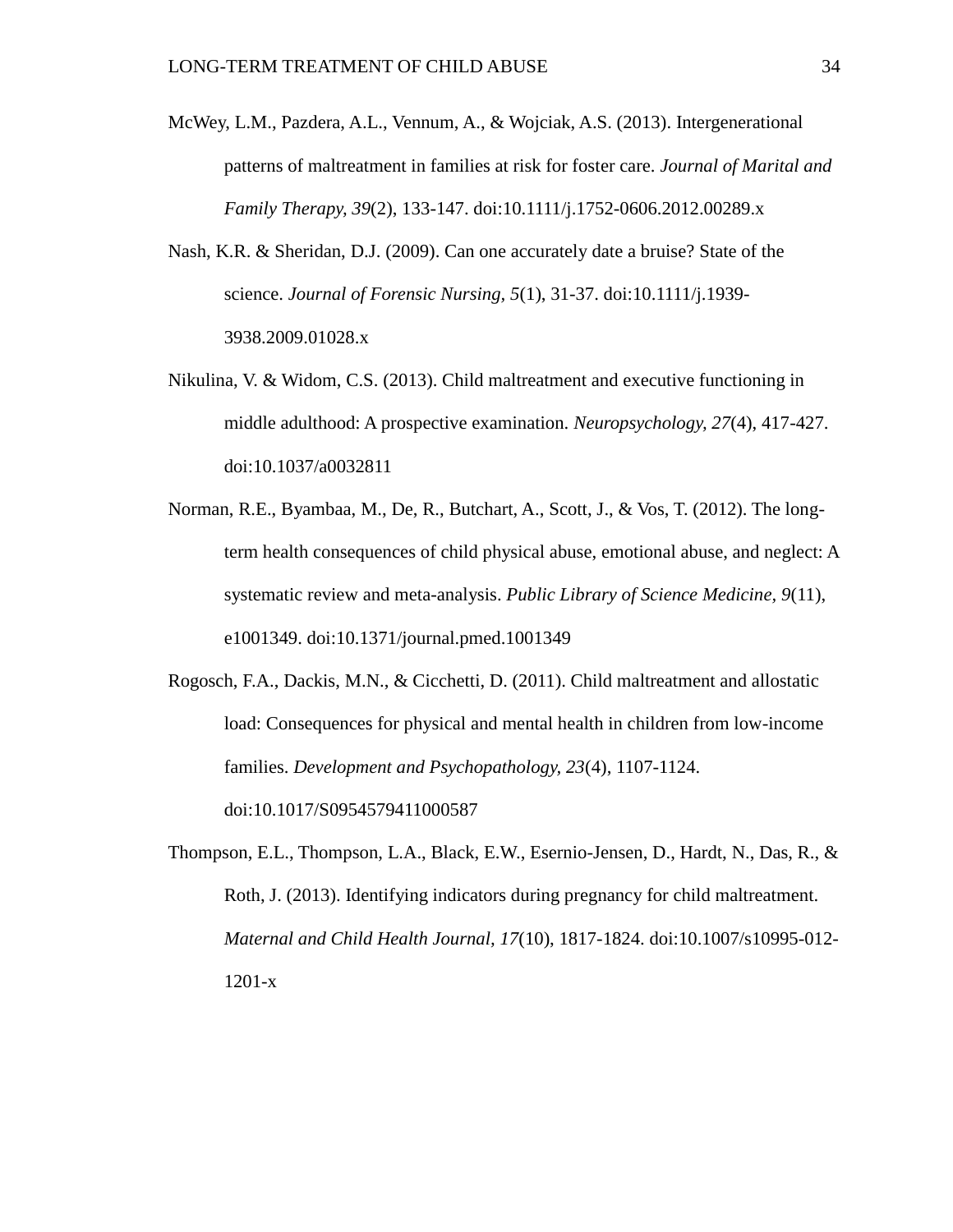McWey, L.M., Pazdera, A.L., Vennum, A., & Wojciak, A.S. (2013). Intergenerational patterns of maltreatment in families at risk for foster care. *Journal of Marital and Family Therapy, 39*(2), 133-147. doi:10.1111/j.1752-0606.2012.00289.x

Nash, K.R. & Sheridan, D.J. (2009). Can one accurately date a bruise? State of the science. *Journal of Forensic Nursing, 5*(1), 31-37. doi:10.1111/j.1939-3938.2009.01028.x

Nikulina, V. & Widom, C.S. (2013). Child maltreatment and executive functioning in middle adulthood: A prospective examination. *Neuropsychology, 27*(4), 417-427. doi:10.1037/a0032811

Norman, R.E., Byambaa, M., De, R., Butchart, A., Scott, J., & Vos, T. (2012). The long-term health consequences of child physical abuse, emotional abuse, and neglect: A systematic review and meta-analysis. *Public Library of Science Medicine, 9*(11), e1001349. doi:10.1371/journal.pmed.1001349

Rogosch, F.A., Dackis, M.N., & Cicchetti, D. (2011). Child maltreatment and allostatic load: Consequences for physical and mental health in children from low-income families. *Development and Psychopathology, 23*(4), 1107-1124. doi:10.1017/S0954579411000587

Thompson, E.L., Thompson, L.A., Black, E.W., Esernio-Jensen, D., Hardt, N., Das, R., & Roth, J. (2013). Identifying indicators during pregnancy for child maltreatment. *Maternal and Child Health Journal, 17*(10), 1817-1824. doi:10.1007/s10995-012-1201-x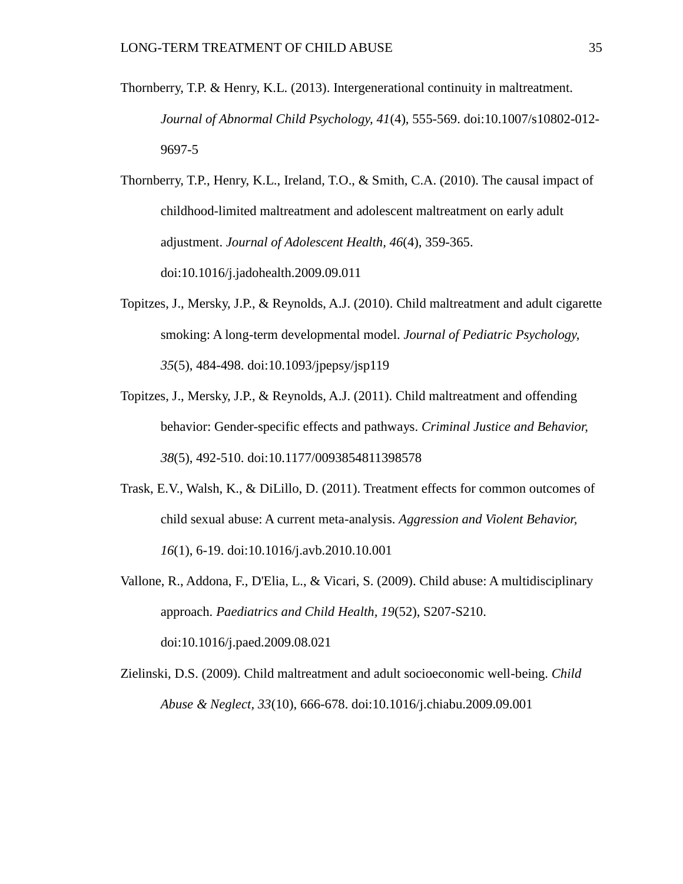Thornberry, T.P. & Henry, K.L. (2013). Intergenerational continuity in maltreatment. *Journal of Abnormal Child Psychology, 41*(4), 555-569. doi:10.1007/s10802-012-9697-5

Thornberry, T.P., Henry, K.L., Ireland, T.O., & Smith, C.A. (2010). The causal impact of childhood-limited maltreatment and adolescent maltreatment on early adult adjustment. *Journal of Adolescent Health, 46*(4), 359-365. doi:10.1016/j.jadohealth.2009.09.011

Topitzes, J., Mersky, J.P., & Reynolds, A.J. (2010). Child maltreatment and adult cigarette smoking: A long-term developmental model. *Journal of Pediatric Psychology, 35*(5), 484-498. doi:10.1093/jpepsy/jsp119

Topitzes, J., Mersky, J.P., & Reynolds, A.J. (2011). Child maltreatment and offending behavior: Gender-specific effects and pathways. *Criminal Justice and Behavior, 38*(5), 492-510. doi:10.1177/0093854811398578

Trask, E.V., Walsh, K., & DiLillo, D. (2011). Treatment effects for common outcomes of child sexual abuse: A current meta-analysis. *Aggression and Violent Behavior, 16*(1), 6-19. doi:10.1016/j.avb.2010.10.001

Vallone, R., Addona, F., D'Elia, L., & Vicari, S. (2009). Child abuse: A multidisciplinary approach. *Paediatrics and Child Health, 19*(52), S207-S210. doi:10.1016/j.paed.2009.08.021

Zielinski, D.S. (2009). Child maltreatment and adult socioeconomic well-being. *Child Abuse & Neglect, 33*(10), 666-678. doi:10.1016/j.chiabu.2009.09.001